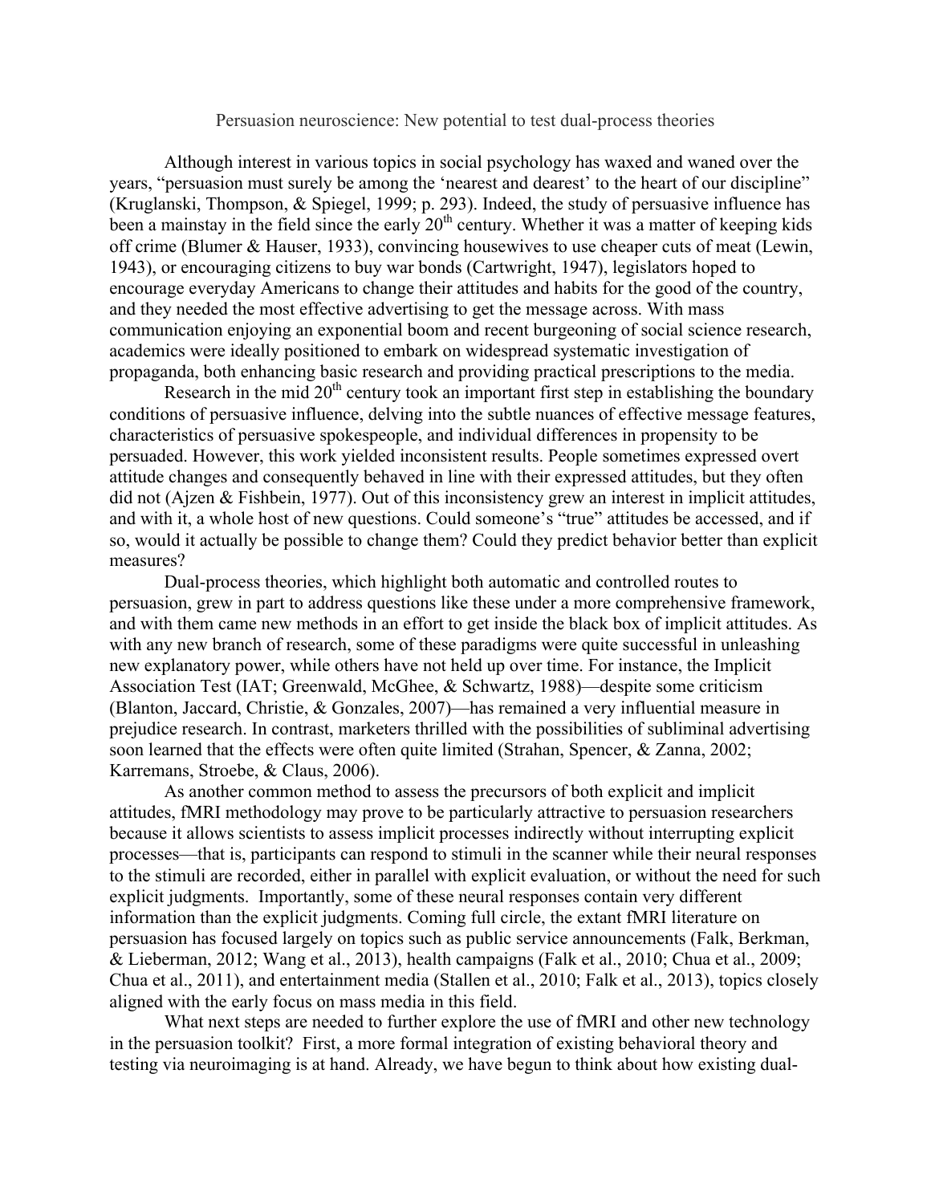# Persuasion neuroscience: New potential to test dual-process theories

Although interest in various topics in social psychology has waxed and waned over the years, "persuasion must surely be among the 'nearest and dearest' to the heart of our discipline" (Kruglanski, Thompson, & Spiegel, 1999; p. 293). Indeed, the study of persuasive influence has been a mainstay in the field since the early 20th century. Whether it was a matter of keeping kids off crime (Blumer & Hauser, 1933), convincing housewives to use cheaper cuts of meat (Lewin, 1943), or encouraging citizens to buy war bonds (Cartwright, 1947), legislators hoped to encourage everyday Americans to change their attitudes and habits for the good of the country, and they needed the most effective advertising to get the message across. With mass communication enjoying an exponential boom and recent burgeoning of social science research, academics were ideally positioned to embark on widespread systematic investigation of propaganda, both enhancing basic research and providing practical prescriptions to the media.

Research in the mid 20th century took an important first step in establishing the boundary conditions of persuasive influence, delving into the subtle nuances of effective message features, characteristics of persuasive spokespeople, and individual differences in propensity to be persuaded. However, this work yielded inconsistent results. People sometimes expressed overt attitude changes and consequently behaved in line with their expressed attitudes, but they often did not (Ajzen & Fishbein, 1977). Out of this inconsistency grew an interest in implicit attitudes, and with it, a whole host of new questions. Could someone's "true" attitudes be accessed, and if so, would it actually be possible to change them? Could they predict behavior better than explicit measures?

Dual-process theories, which highlight both automatic and controlled routes to persuasion, grew in part to address questions like these under a more comprehensive framework, and with them came new methods in an effort to get inside the black box of implicit attitudes. As with any new branch of research, some of these paradigms were quite successful in unleashing new explanatory power, while others have not held up over time. For instance, the Implicit Association Test (IAT; Greenwald, McGhee, & Schwartz, 1988)—despite some criticism (Blanton, Jaccard, Christie, & Gonzales, 2007)—has remained a very influential measure in prejudice research. In contrast, marketers thrilled with the possibilities of subliminal advertising soon learned that the effects were often quite limited (Strahan, Spencer, & Zanna, 2002; Karremans, Stroebe, & Claus, 2006).

As another common method to assess the precursors of both explicit and implicit attitudes, fMRI methodology may prove to be particularly attractive to persuasion researchers because it allows scientists to assess implicit processes indirectly without interrupting explicit processes—that is, participants can respond to stimuli in the scanner while their neural responses to the stimuli are recorded, either in parallel with explicit evaluation, or without the need for such explicit judgments. Importantly, some of these neural responses contain very different information than the explicit judgments. Coming full circle, the extant fMRI literature on persuasion has focused largely on topics such as public service announcements (Falk, Berkman, & Lieberman, 2012; Wang et al., 2013), health campaigns (Falk et al., 2010; Chua et al., 2009; Chua et al., 2011), and entertainment media (Stallen et al., 2010; Falk et al., 2013), topics closely aligned with the early focus on mass media in this field.

What next steps are needed to further explore the use of fMRI and other new technology in the persuasion toolkit? First, a more formal integration of existing behavioral theory and testing via neuroimaging is at hand. Already, we have begun to think about how existing dual-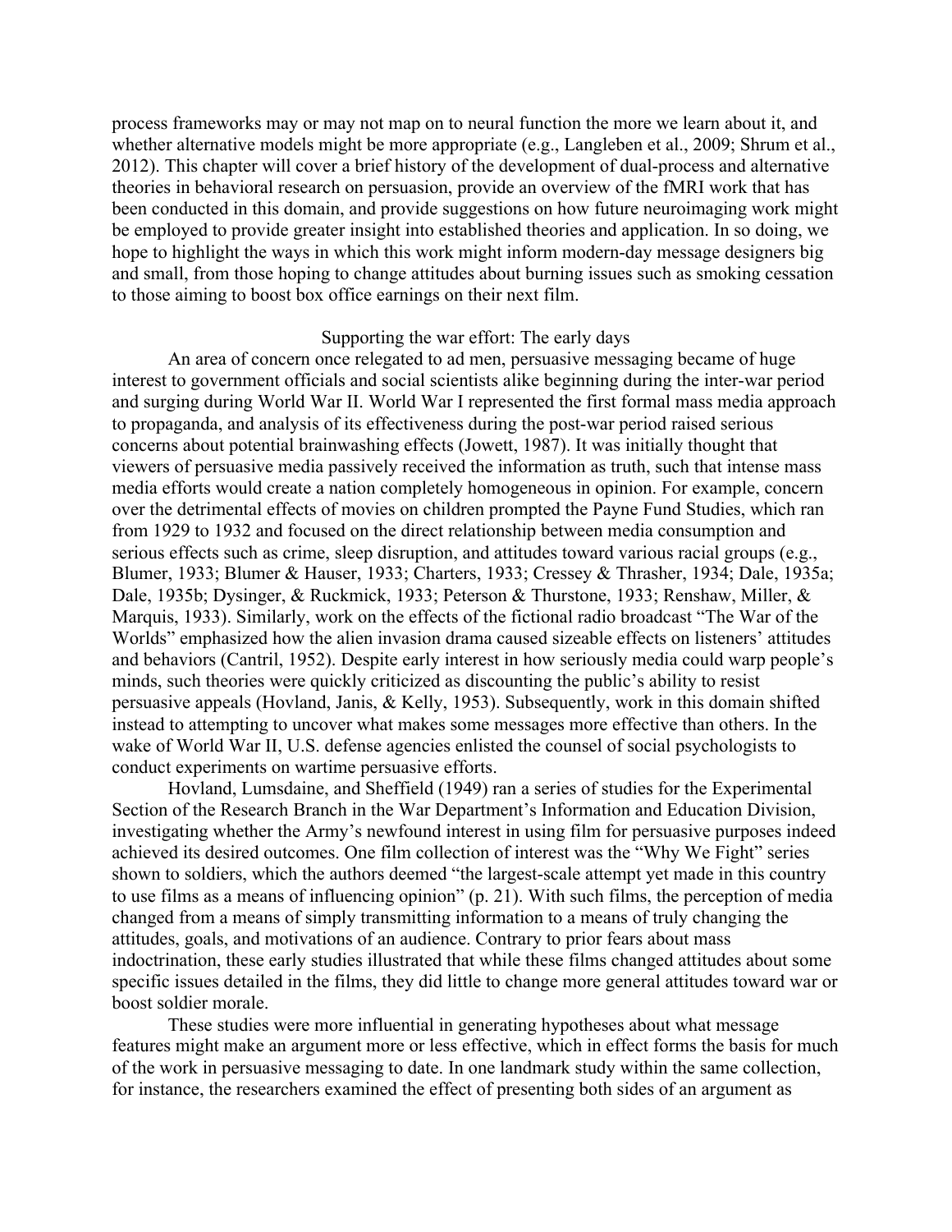process frameworks may or may not map on to neural function the more we learn about it, and whether alternative models might be more appropriate (e.g., Langleben et al., 2009; Shrum et al., 2012). This chapter will cover a brief history of the development of dual-process and alternative theories in behavioral research on persuasion, provide an overview of the fMRI work that has been conducted in this domain, and provide suggestions on how future neuroimaging work might be employed to provide greater insight into established theories and application. In so doing, we hope to highlight the ways in which this work might inform modern-day message designers big and small, from those hoping to change attitudes about burning issues such as smoking cessation to those aiming to boost box office earnings on their next film.

## Supporting the war effort: The early days

An area of concern once relegated to ad men, persuasive messaging became of huge interest to government officials and social scientists alike beginning during the inter-war period and surging during World War II. World War I represented the first formal mass media approach to propaganda, and analysis of its effectiveness during the post-war period raised serious concerns about potential brainwashing effects (Jowett, 1987). It was initially thought that viewers of persuasive media passively received the information as truth, such that intense mass media efforts would create a nation completely homogeneous in opinion. For example, concern over the detrimental effects of movies on children prompted the Payne Fund Studies, which ran from 1929 to 1932 and focused on the direct relationship between media consumption and serious effects such as crime, sleep disruption, and attitudes toward various racial groups (e.g., Blumer, 1933; Blumer & Hauser, 1933; Charters, 1933; Cressey & Thrasher, 1934; Dale, 1935a; Dale, 1935b; Dysinger, & Ruckmick, 1933; Peterson & Thurstone, 1933; Renshaw, Miller, & Marquis, 1933). Similarly, work on the effects of the fictional radio broadcast "The War of the Worlds" emphasized how the alien invasion drama caused sizeable effects on listeners' attitudes and behaviors (Cantril, 1952). Despite early interest in how seriously media could warp people's minds, such theories were quickly criticized as discounting the public's ability to resist persuasive appeals (Hovland, Janis, & Kelly, 1953). Subsequently, work in this domain shifted instead to attempting to uncover what makes some messages more effective than others. In the wake of World War II, U.S. defense agencies enlisted the counsel of social psychologists to conduct experiments on wartime persuasive efforts.

Hovland, Lumsdaine, and Sheffield (1949) ran a series of studies for the Experimental Section of the Research Branch in the War Department's Information and Education Division, investigating whether the Army's newfound interest in using film for persuasive purposes indeed achieved its desired outcomes. One film collection of interest was the "Why We Fight" series shown to soldiers, which the authors deemed "the largest-scale attempt yet made in this country to use films as a means of influencing opinion" (p. 21). With such films, the perception of media changed from a means of simply transmitting information to a means of truly changing the attitudes, goals, and motivations of an audience. Contrary to prior fears about mass indoctrination, these early studies illustrated that while these films changed attitudes about some specific issues detailed in the films, they did little to change more general attitudes toward war or boost soldier morale.

These studies were more influential in generating hypotheses about what message features might make an argument more or less effective, which in effect forms the basis for much of the work in persuasive messaging to date. In one landmark study within the same collection, for instance, the researchers examined the effect of presenting both sides of an argument as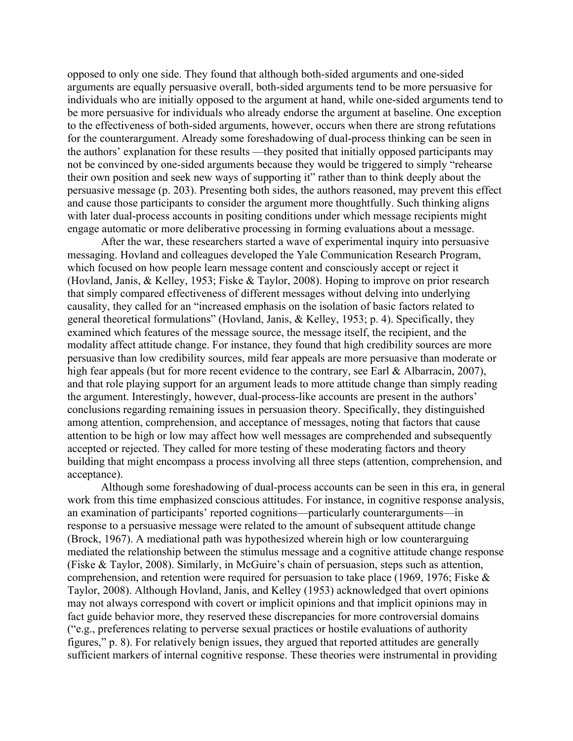opposed to only one side. They found that although both-sided arguments and one-sided arguments are equally persuasive overall, both-sided arguments tend to be more persuasive for individuals who are initially opposed to the argument at hand, while one-sided arguments tend to be more persuasive for individuals who already endorse the argument at baseline. One exception to the effectiveness of both-sided arguments, however, occurs when there are strong refutations for the counterargument. Already some foreshadowing of dual-process thinking can be seen in the authors' explanation for these results —they posited that initially opposed participants may not be convinced by one-sided arguments because they would be triggered to simply "rehearse their own position and seek new ways of supporting it" rather than to think deeply about the persuasive message (p. 203). Presenting both sides, the authors reasoned, may prevent this effect and cause those participants to consider the argument more thoughtfully. Such thinking aligns with later dual-process accounts in positing conditions under which message recipients might engage automatic or more deliberative processing in forming evaluations about a message.

After the war, these researchers started a wave of experimental inquiry into persuasive messaging. Hovland and colleagues developed the Yale Communication Research Program, which focused on how people learn message content and consciously accept or reject it (Hovland, Janis, & Kelley, 1953; Fiske & Taylor, 2008). Hoping to improve on prior research that simply compared effectiveness of different messages without delving into underlying causality, they called for an "increased emphasis on the isolation of basic factors related to general theoretical formulations" (Hovland, Janis, & Kelley, 1953; p. 4). Specifically, they examined which features of the message source, the message itself, the recipient, and the modality affect attitude change. For instance, they found that high credibility sources are more persuasive than low credibility sources, mild fear appeals are more persuasive than moderate or high fear appeals (but for more recent evidence to the contrary, see Earl & Albarracin, 2007), and that role playing support for an argument leads to more attitude change than simply reading the argument. Interestingly, however, dual-process-like accounts are present in the authors' conclusions regarding remaining issues in persuasion theory. Specifically, they distinguished among attention, comprehension, and acceptance of messages, noting that factors that cause attention to be high or low may affect how well messages are comprehended and subsequently accepted or rejected. They called for more testing of these moderating factors and theory building that might encompass a process involving all three steps (attention, comprehension, and acceptance).

Although some foreshadowing of dual-process accounts can be seen in this era, in general work from this time emphasized conscious attitudes. For instance, in cognitive response analysis, an examination of participants' reported cognitions—particularly counterarguments—in response to a persuasive message were related to the amount of subsequent attitude change (Brock, 1967). A mediational path was hypothesized wherein high or low counterarguing mediated the relationship between the stimulus message and a cognitive attitude change response (Fiske & Taylor, 2008). Similarly, in McGuire's chain of persuasion, steps such as attention, comprehension, and retention were required for persuasion to take place (1969, 1976; Fiske & Taylor, 2008). Although Hovland, Janis, and Kelley (1953) acknowledged that overt opinions may not always correspond with covert or implicit opinions and that implicit opinions may in fact guide behavior more, they reserved these discrepancies for more controversial domains ("e.g., preferences relating to perverse sexual practices or hostile evaluations of authority figures," p. 8). For relatively benign issues, they argued that reported attitudes are generally sufficient markers of internal cognitive response. These theories were instrumental in providing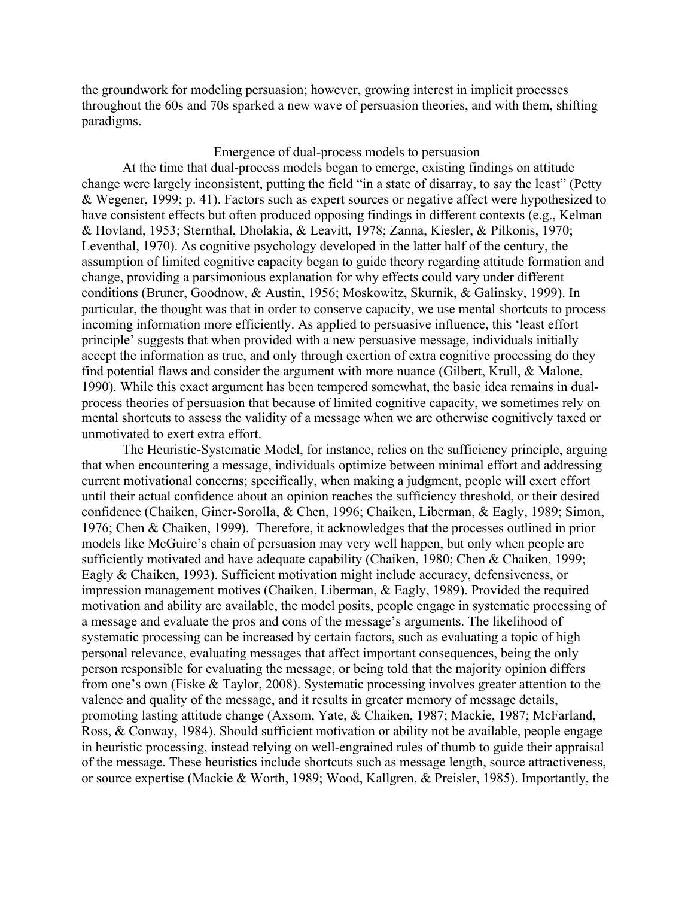the groundwork for modeling persuasion; however, growing interest in implicit processes throughout the 60s and 70s sparked a new wave of persuasion theories, and with them, shifting paradigms.

## Emergence of dual-process models to persuasion

At the time that dual-process models began to emerge, existing findings on attitude change were largely inconsistent, putting the field "in a state of disarray, to say the least" (Petty & Wegener, 1999; p. 41). Factors such as expert sources or negative affect were hypothesized to have consistent effects but often produced opposing findings in different contexts (e.g., Kelman & Hovland, 1953; Sternthal, Dholakia, & Leavitt, 1978; Zanna, Kiesler, & Pilkonis, 1970; Leventhal, 1970). As cognitive psychology developed in the latter half of the century, the assumption of limited cognitive capacity began to guide theory regarding attitude formation and change, providing a parsimonious explanation for why effects could vary under different conditions (Bruner, Goodnow, & Austin, 1956; Moskowitz, Skurnik, & Galinsky, 1999). In particular, the thought was that in order to conserve capacity, we use mental shortcuts to process incoming information more efficiently. As applied to persuasive influence, this 'least effort principle' suggests that when provided with a new persuasive message, individuals initially accept the information as true, and only through exertion of extra cognitive processing do they find potential flaws and consider the argument with more nuance (Gilbert, Krull, & Malone, 1990). While this exact argument has been tempered somewhat, the basic idea remains in dual-process theories of persuasion that because of limited cognitive capacity, we sometimes rely on mental shortcuts to assess the validity of a message when we are otherwise cognitively taxed or unmotivated to exert extra effort.

The Heuristic-Systematic Model, for instance, relies on the sufficiency principle, arguing that when encountering a message, individuals optimize between minimal effort and addressing current motivational concerns; specifically, when making a judgment, people will exert effort until their actual confidence about an opinion reaches the sufficiency threshold, or their desired confidence (Chaiken, Giner-Sorolla, & Chen, 1996; Chaiken, Liberman, & Eagly, 1989; Simon, 1976; Chen & Chaiken, 1999). Therefore, it acknowledges that the processes outlined in prior models like McGuire's chain of persuasion may very well happen, but only when people are sufficiently motivated and have adequate capability (Chaiken, 1980; Chen & Chaiken, 1999; Eagly & Chaiken, 1993). Sufficient motivation might include accuracy, defensiveness, or impression management motives (Chaiken, Liberman, & Eagly, 1989). Provided the required motivation and ability are available, the model posits, people engage in systematic processing of a message and evaluate the pros and cons of the message's arguments. The likelihood of systematic processing can be increased by certain factors, such as evaluating a topic of high personal relevance, evaluating messages that affect important consequences, being the only person responsible for evaluating the message, or being told that the majority opinion differs from one's own (Fiske & Taylor, 2008). Systematic processing involves greater attention to the valence and quality of the message, and it results in greater memory of message details, promoting lasting attitude change (Axsom, Yate, & Chaiken, 1987; Mackie, 1987; McFarland, Ross, & Conway, 1984). Should sufficient motivation or ability not be available, people engage in heuristic processing, instead relying on well-engrained rules of thumb to guide their appraisal of the message. These heuristics include shortcuts such as message length, source attractiveness, or source expertise (Mackie & Worth, 1989; Wood, Kallgren, & Preisler, 1985). Importantly, the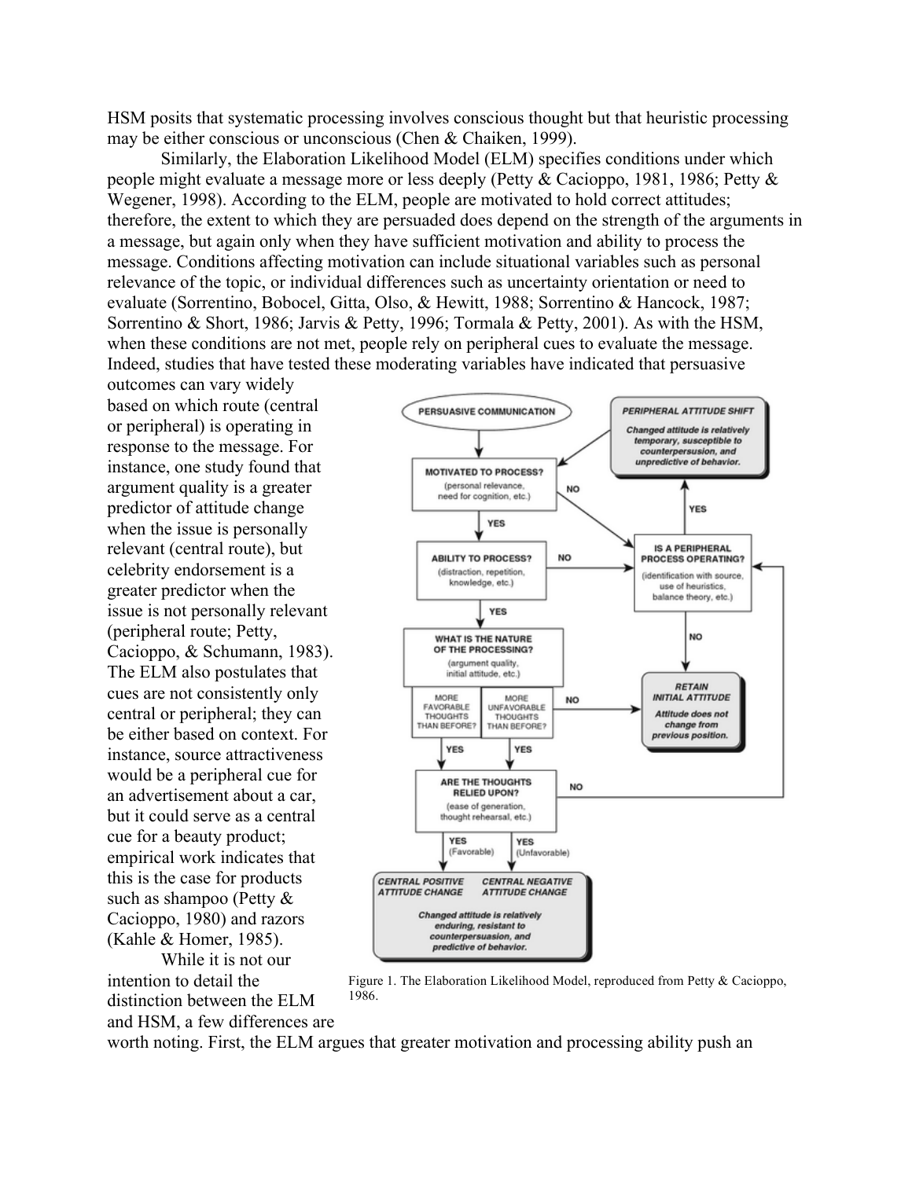HSM posits that systematic processing involves conscious thought but that heuristic processing may be either conscious or unconscious (Chen & Chaiken, 1999).

Similarly, the Elaboration Likelihood Model (ELM) specifies conditions under which people might evaluate a message more or less deeply (Petty & Cacioppo, 1981, 1986; Petty & Wegener, 1998). According to the ELM, people are motivated to hold correct attitudes; therefore, the extent to which they are persuaded does depend on the strength of the arguments in a message, but again only when they have sufficient motivation and ability to process the message. Conditions affecting motivation can include situational variables such as personal relevance of the topic, or individual differences such as uncertainty orientation or need to evaluate (Sorrentino, Bobocel, Gitta, Olso, & Hewitt, 1988; Sorrentino & Hancock, 1987; Sorrentino & Short, 1986; Jarvis & Petty, 1996; Tormala & Petty, 2001). As with the HSM, when these conditions are not met, people rely on peripheral cues to evaluate the message. Indeed, studies that have tested these moderating variables have indicated that persuasive outcomes can vary widely based on which route (central or peripheral) is operating in response to the message. For instance, one study found that argument quality is a greater predictor of attitude change when the issue is personally relevant (central route), but celebrity endorsement is a greater predictor when the issue is not personally relevant (peripheral route; Petty, Cacioppo, & Schumann, 1983). The ELM also postulates that cues are not consistently only central or peripheral; they can be either based on context. For instance, source attractiveness would be a peripheral cue for an advertisement about a car, but it could serve as a central cue for a beauty product; empirical work indicates that this is the case for products such as shampoo (Petty & Cacioppo, 1980) and razors (Kahle & Homer, 1985).

Figure 1. The Elaboration Likelihood Model, reproduced from Petty & Cacioppo, 1986.

While it is not our intention to detail the distinction between the ELM and HSM, a few differences are worth noting. First, the ELM argues that greater motivation and processing ability push an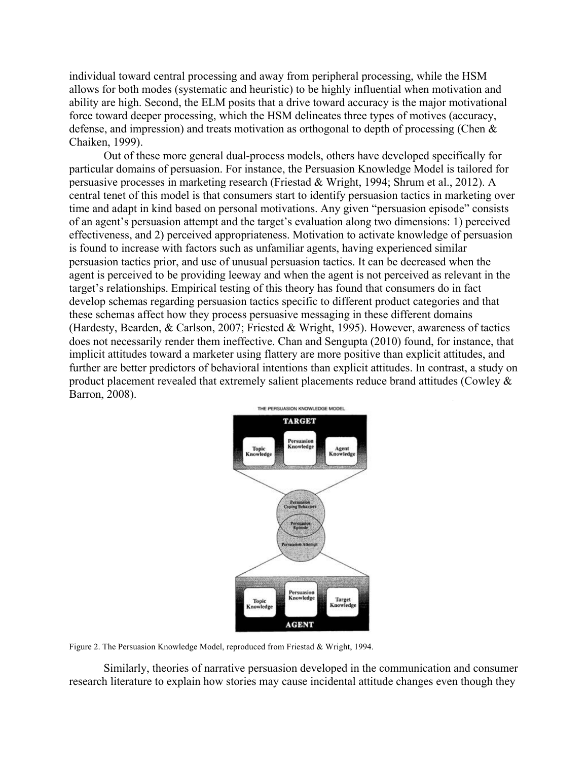individual toward central processing and away from peripheral processing, while the HSM allows for both modes (systematic and heuristic) to be highly influential when motivation and ability are high. Second, the ELM posits that a drive toward accuracy is the major motivational force toward deeper processing, which the HSM delineates three types of motives (accuracy, defense, and impression) and treats motivation as orthogonal to depth of processing (Chen & Chaiken, 1999).

Out of these more general dual-process models, others have developed specifically for particular domains of persuasion. For instance, the Persuasion Knowledge Model is tailored for persuasive processes in marketing research (Friestad & Wright, 1994; Shrum et al., 2012). A central tenet of this model is that consumers start to identify persuasion tactics in marketing over time and adapt in kind based on personal motivations. Any given "persuasion episode" consists of an agent's persuasion attempt and the target's evaluation along two dimensions: 1) perceived effectiveness, and 2) perceived appropriateness. Motivation to activate knowledge of persuasion is found to increase with factors such as unfamiliar agents, having experienced similar persuasion tactics prior, and use of unusual persuasion tactics. It can be decreased when the agent is perceived to be providing leeway and when the agent is not perceived as relevant in the target's relationships. Empirical testing of this theory has found that consumers do in fact develop schemas regarding persuasion tactics specific to different product categories and that these schemas affect how they process persuasive messaging in these different domains (Hardesty, Bearden, & Carlson, 2007; Friested & Wright, 1995). However, awareness of tactics does not necessarily render them ineffective. Chan and Sengupta (2010) found, for instance, that implicit attitudes toward a marketer using flattery are more positive than explicit attitudes, and further are better predictors of behavioral intentions than explicit attitudes. In contrast, a study on product placement revealed that extremely salient placements reduce brand attitudes (Cowley & Barron, 2008).

Figure 2. The Persuasion Knowledge Model, reproduced from Friestad & Wright, 1994.

Similarly, theories of narrative persuasion developed in the communication and consumer research literature to explain how stories may cause incidental attitude changes even though they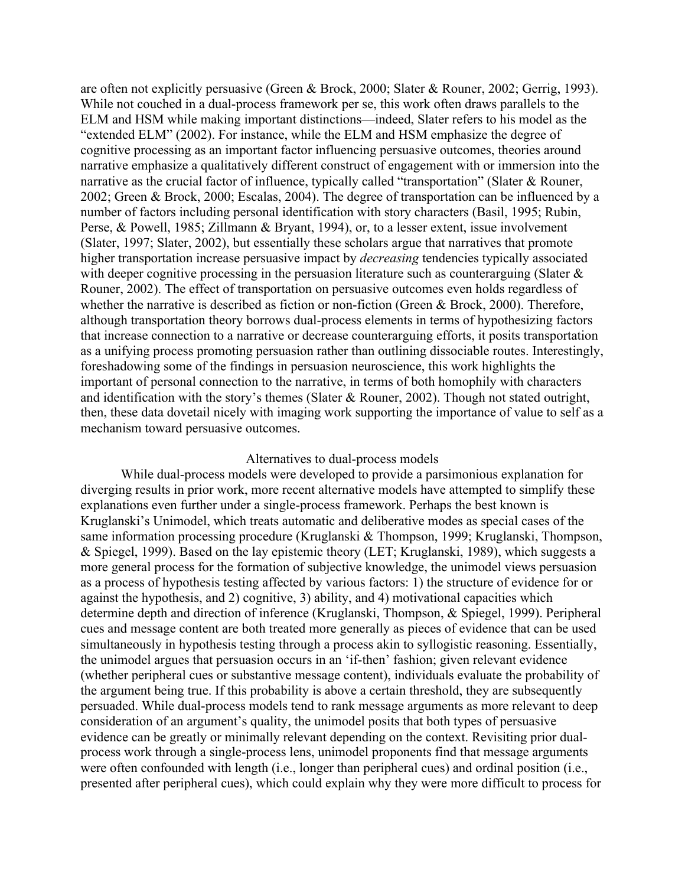are often not explicitly persuasive (Green & Brock, 2000; Slater & Rouner, 2002; Gerrig, 1993). While not couched in a dual-process framework per se, this work often draws parallels to the ELM and HSM while making important distinctions—indeed, Slater refers to his model as the "extended ELM" (2002). For instance, while the ELM and HSM emphasize the degree of cognitive processing as an important factor influencing persuasive outcomes, theories around narrative emphasize a qualitatively different construct of engagement with or immersion into the narrative as the crucial factor of influence, typically called "transportation" (Slater & Rouner, 2002; Green & Brock, 2000; Escalas, 2004). The degree of transportation can be influenced by a number of factors including personal identification with story characters (Basil, 1995; Rubin, Perse, & Powell, 1985; Zillmann & Bryant, 1994), or, to a lesser extent, issue involvement (Slater, 1997; Slater, 2002), but essentially these scholars argue that narratives that promote higher transportation increase persuasive impact by *decreasing* tendencies typically associated with deeper cognitive processing in the persuasion literature such as counterarguing (Slater & Rouner, 2002). The effect of transportation on persuasive outcomes even holds regardless of whether the narrative is described as fiction or non-fiction (Green & Brock, 2000). Therefore, although transportation theory borrows dual-process elements in terms of hypothesizing factors that increase connection to a narrative or decrease counterarguing efforts, it posits transportation as a unifying process promoting persuasion rather than outlining dissociable routes. Interestingly, foreshadowing some of the findings in persuasion neuroscience, this work highlights the important of personal connection to the narrative, in terms of both homophily with characters and identification with the story's themes (Slater & Rouner, 2002). Though not stated outright, then, these data dovetail nicely with imaging work supporting the importance of value to self as a mechanism toward persuasive outcomes.

## Alternatives to dual-process models

While dual-process models were developed to provide a parsimonious explanation for diverging results in prior work, more recent alternative models have attempted to simplify these explanations even further under a single-process framework. Perhaps the best known is Kruglanski's Unimodel, which treats automatic and deliberative modes as special cases of the same information processing procedure (Kruglanski & Thompson, 1999; Kruglanski, Thompson, & Spiegel, 1999). Based on the lay epistemic theory (LET; Kruglanski, 1989), which suggests a more general process for the formation of subjective knowledge, the unimodel views persuasion as a process of hypothesis testing affected by various factors: 1) the structure of evidence for or against the hypothesis, and 2) cognitive, 3) ability, and 4) motivational capacities which determine depth and direction of inference (Kruglanski, Thompson, & Spiegel, 1999). Peripheral cues and message content are both treated more generally as pieces of evidence that can be used simultaneously in hypothesis testing through a process akin to syllogistic reasoning. Essentially, the unimodel argues that persuasion occurs in an 'if-then' fashion; given relevant evidence (whether peripheral cues or substantive message content), individuals evaluate the probability of the argument being true. If this probability is above a certain threshold, they are subsequently persuaded. While dual-process models tend to rank message arguments as more relevant to deep consideration of an argument's quality, the unimodel posits that both types of persuasive evidence can be greatly or minimally relevant depending on the context. Revisiting prior dual-process work through a single-process lens, unimodel proponents find that message arguments were often confounded with length (i.e., longer than peripheral cues) and ordinal position (i.e., presented after peripheral cues), which could explain why they were more difficult to process for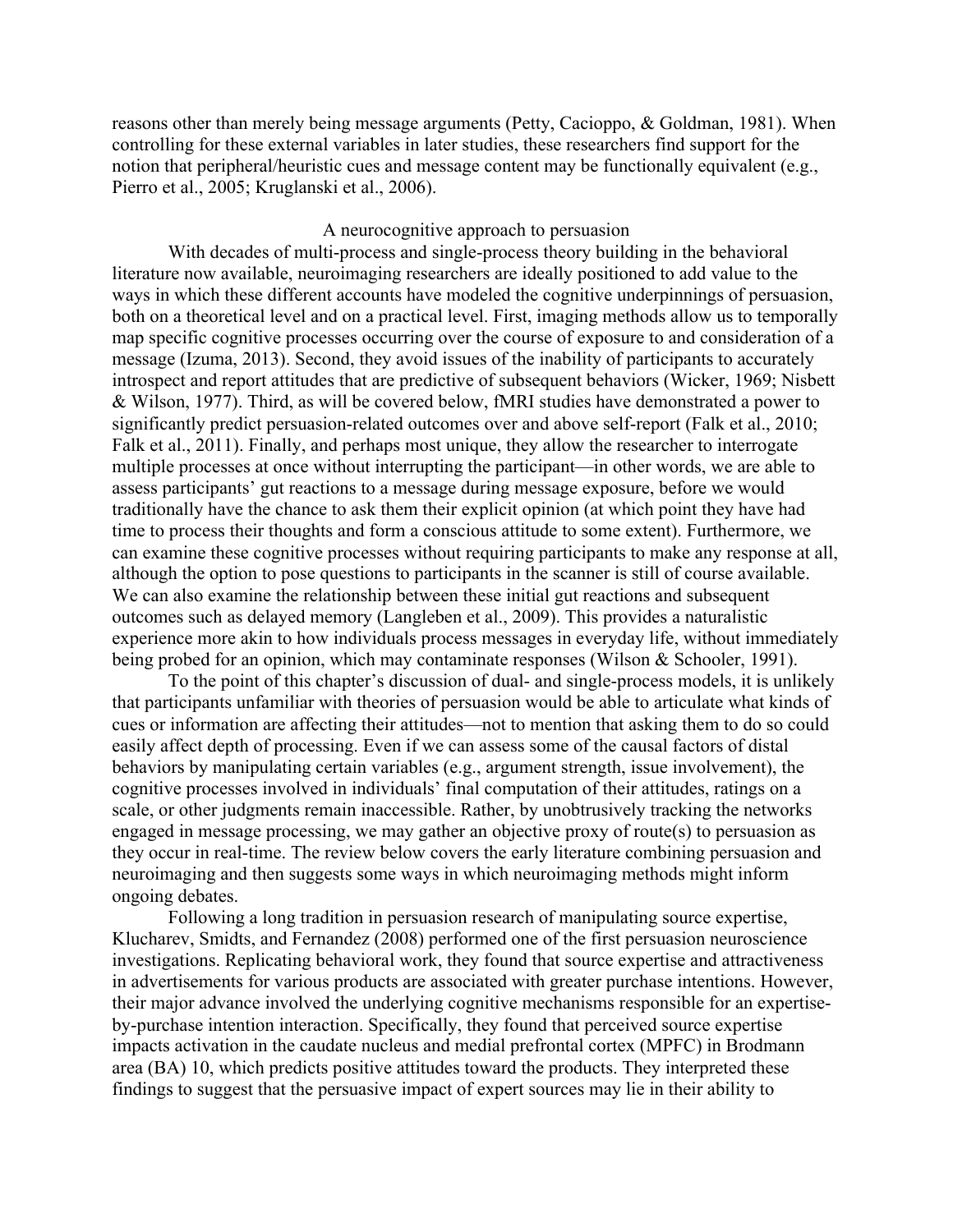reasons other than merely being message arguments (Petty, Cacioppo, & Goldman, 1981). When controlling for these external variables in later studies, these researchers find support for the notion that peripheral/heuristic cues and message content may be functionally equivalent (e.g., Pierro et al., 2005; Kruglanski et al., 2006).

## A neurocognitive approach to persuasion

With decades of multi-process and single-process theory building in the behavioral literature now available, neuroimaging researchers are ideally positioned to add value to the ways in which these different accounts have modeled the cognitive underpinnings of persuasion, both on a theoretical level and on a practical level. First, imaging methods allow us to temporally map specific cognitive processes occurring over the course of exposure to and consideration of a message (Izuma, 2013). Second, they avoid issues of the inability of participants to accurately introspect and report attitudes that are predictive of subsequent behaviors (Wicker, 1969; Nisbett & Wilson, 1977). Third, as will be covered below, fMRI studies have demonstrated a power to significantly predict persuasion-related outcomes over and above self-report (Falk et al., 2010; Falk et al., 2011). Finally, and perhaps most unique, they allow the researcher to interrogate multiple processes at once without interrupting the participant—in other words, we are able to assess participants' gut reactions to a message during message exposure, before we would traditionally have the chance to ask them their explicit opinion (at which point they have had time to process their thoughts and form a conscious attitude to some extent). Furthermore, we can examine these cognitive processes without requiring participants to make any response at all, although the option to pose questions to participants in the scanner is still of course available. We can also examine the relationship between these initial gut reactions and subsequent outcomes such as delayed memory (Langleben et al., 2009). This provides a naturalistic experience more akin to how individuals process messages in everyday life, without immediately being probed for an opinion, which may contaminate responses (Wilson & Schooler, 1991).

To the point of this chapter's discussion of dual- and single-process models, it is unlikely that participants unfamiliar with theories of persuasion would be able to articulate what kinds of cues or information are affecting their attitudes—not to mention that asking them to do so could easily affect depth of processing. Even if we can assess some of the causal factors of distal behaviors by manipulating certain variables (e.g., argument strength, issue involvement), the cognitive processes involved in individuals' final computation of their attitudes, ratings on a scale, or other judgments remain inaccessible. Rather, by unobtrusively tracking the networks engaged in message processing, we may gather an objective proxy of route(s) to persuasion as they occur in real-time. The review below covers the early literature combining persuasion and neuroimaging and then suggests some ways in which neuroimaging methods might inform ongoing debates.

Following a long tradition in persuasion research of manipulating source expertise, Klucharev, Smidts, and Fernandez (2008) performed one of the first persuasion neuroscience investigations. Replicating behavioral work, they found that source expertise and attractiveness in advertisements for various products are associated with greater purchase intentions. However, their major advance involved the underlying cognitive mechanisms responsible for an expertise-by-purchase intention interaction. Specifically, they found that perceived source expertise impacts activation in the caudate nucleus and medial prefrontal cortex (MPFC) in Brodmann area (BA) 10, which predicts positive attitudes toward the products. They interpreted these findings to suggest that the persuasive impact of expert sources may lie in their ability to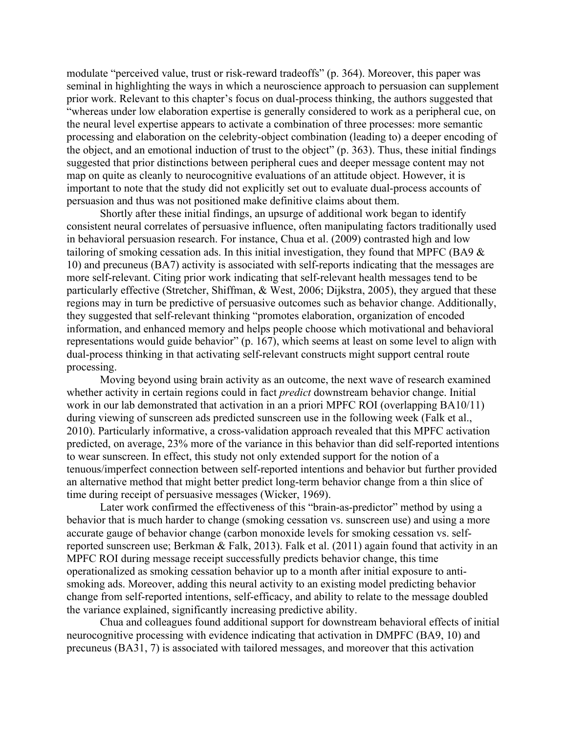modulate "perceived value, trust or risk-reward tradeoffs" (p. 364). Moreover, this paper was seminal in highlighting the ways in which a neuroscience approach to persuasion can supplement prior work. Relevant to this chapter's focus on dual-process thinking, the authors suggested that "whereas under low elaboration expertise is generally considered to work as a peripheral cue, on the neural level expertise appears to activate a combination of three processes: more semantic processing and elaboration on the celebrity-object combination (leading to) a deeper encoding of the object, and an emotional induction of trust to the object" (p. 363). Thus, these initial findings suggested that prior distinctions between peripheral cues and deeper message content may not map on quite as cleanly to neurocognitive evaluations of an attitude object. However, it is important to note that the study did not explicitly set out to evaluate dual-process accounts of persuasion and thus was not positioned make definitive claims about them.

Shortly after these initial findings, an upsurge of additional work began to identify consistent neural correlates of persuasive influence, often manipulating factors traditionally used in behavioral persuasion research. For instance, Chua et al. (2009) contrasted high and low tailoring of smoking cessation ads. In this initial investigation, they found that MPFC (BA9 & 10) and precuneus (BA7) activity is associated with self-reports indicating that the messages are more self-relevant. Citing prior work indicating that self-relevant health messages tend to be particularly effective (Stretcher, Shiffman, & West, 2006; Dijkstra, 2005), they argued that these regions may in turn be predictive of persuasive outcomes such as behavior change. Additionally, they suggested that self-relevant thinking "promotes elaboration, organization of encoded information, and enhanced memory and helps people choose which motivational and behavioral representations would guide behavior" (p. 167), which seems at least on some level to align with dual-process thinking in that activating self-relevant constructs might support central route processing.

Moving beyond using brain activity as an outcome, the next wave of research examined whether activity in certain regions could in fact *predict* downstream behavior change. Initial work in our lab demonstrated that activation in an a priori MPFC ROI (overlapping BA10/11) during viewing of sunscreen ads predicted sunscreen use in the following week (Falk et al., 2010). Particularly informative, a cross-validation approach revealed that this MPFC activation predicted, on average, 23% more of the variance in this behavior than did self-reported intentions to wear sunscreen. In effect, this study not only extended support for the notion of a tenuous/imperfect connection between self-reported intentions and behavior but further provided an alternative method that might better predict long-term behavior change from a thin slice of time during receipt of persuasive messages (Wicker, 1969).

Later work confirmed the effectiveness of this "brain-as-predictor" method by using a behavior that is much harder to change (smoking cessation vs. sunscreen use) and using a more accurate gauge of behavior change (carbon monoxide levels for smoking cessation vs. self-reported sunscreen use; Berkman & Falk, 2013). Falk et al. (2011) again found that activity in an MPFC ROI during message receipt successfully predicts behavior change, this time operationalized as smoking cessation behavior up to a month after initial exposure to anti-smoking ads. Moreover, adding this neural activity to an existing model predicting behavior change from self-reported intentions, self-efficacy, and ability to relate to the message doubled the variance explained, significantly increasing predictive ability.

Chua and colleagues found additional support for downstream behavioral effects of initial neurocognitive processing with evidence indicating that activation in DMPFC (BA9, 10) and precuneus (BA31, 7) is associated with tailored messages, and moreover that this activation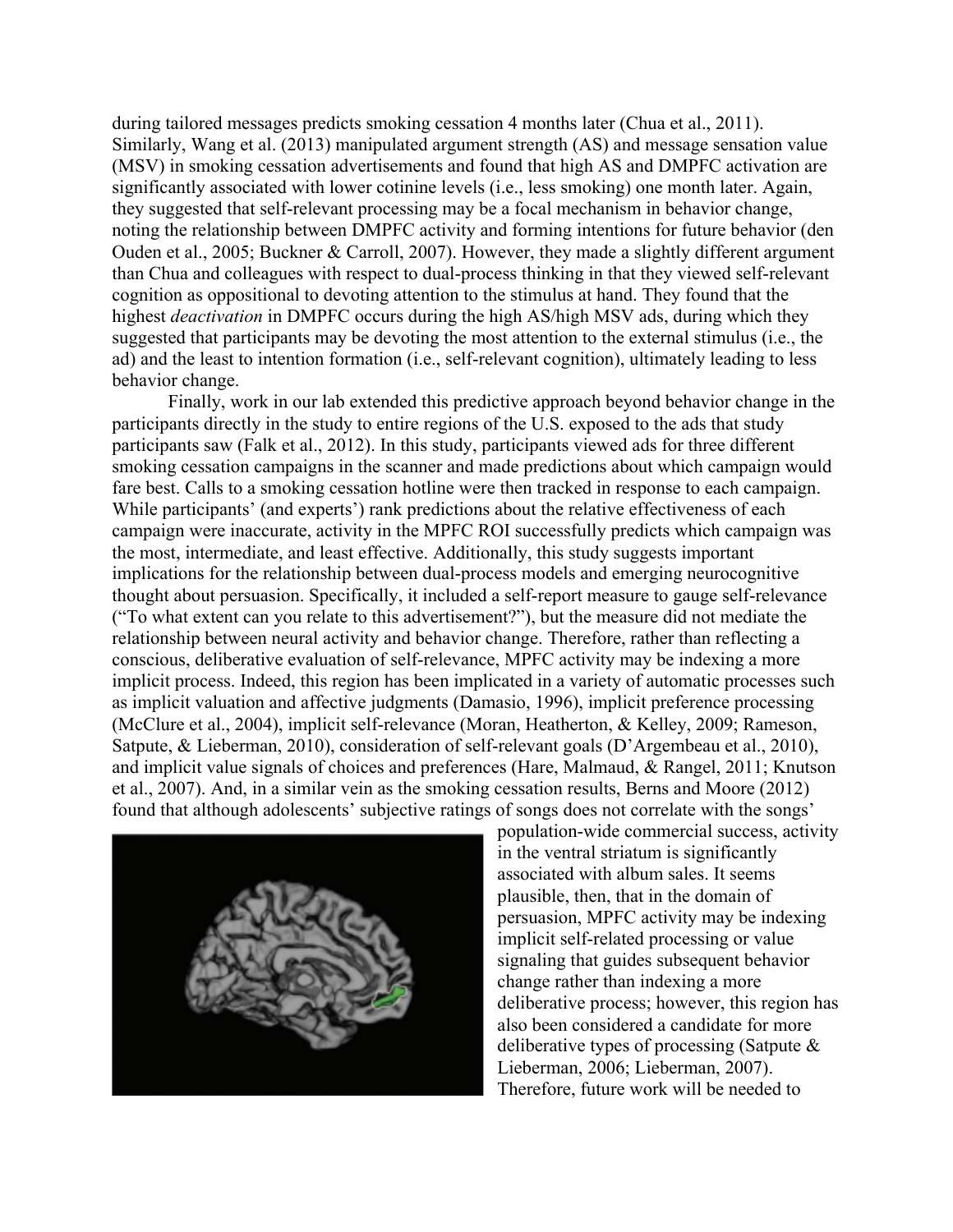during tailored messages predicts smoking cessation 4 months later (Chua et al., 2011). Similarly, Wang et al. (2013) manipulated argument strength (AS) and message sensation value (MSV) in smoking cessation advertisements and found that high AS and DMPFC activation are significantly associated with lower cotinine levels (i.e., less smoking) one month later. Again, they suggested that self-relevant processing may be a focal mechanism in behavior change, noting the relationship between DMPFC activity and forming intentions for future behavior (den Ouden et al., 2005; Buckner & Carroll, 2007). However, they made a slightly different argument than Chua and colleagues with respect to dual-process thinking in that they viewed self-relevant cognition as oppositional to devoting attention to the stimulus at hand. They found that the highest *deactivation* in DMPFC occurs during the high AS/high MSV ads, during which they suggested that participants may be devoting the most attention to the external stimulus (i.e., the ad) and the least to intention formation (i.e., self-relevant cognition), ultimately leading to less behavior change.

Finally, work in our lab extended this predictive approach beyond behavior change in the participants directly in the study to entire regions of the U.S. exposed to the ads that study participants saw (Falk et al., 2012). In this study, participants viewed ads for three different smoking cessation campaigns in the scanner and made predictions about which campaign would fare best. Calls to a smoking cessation hotline were then tracked in response to each campaign. While participants' (and experts') rank predictions about the relative effectiveness of each campaign were inaccurate, activity in the MPFC ROI successfully predicts which campaign was the most, intermediate, and least effective. Additionally, this study suggests important implications for the relationship between dual-process models and emerging neurocognitive thought about persuasion. Specifically, it included a self-report measure to gauge self-relevance ("To what extent can you relate to this advertisement?"), but the measure did not mediate the relationship between neural activity and behavior change. Therefore, rather than reflecting a conscious, deliberative evaluation of self-relevance, MPFC activity may be indexing a more implicit process. Indeed, this region has been implicated in a variety of automatic processes such as implicit valuation and affective judgments (Damasio, 1996), implicit preference processing (McClure et al., 2004), implicit self-relevance (Moran, Heatherton, & Kelley, 2009; Rameson, Satpute, & Lieberman, 2010), consideration of self-relevant goals (D'Argembeau et al., 2010), and implicit value signals of choices and preferences (Hare, Malmaud, & Rangel, 2011; Knutson et al., 2007). And, in a similar vein as the smoking cessation results, Berns and Moore (2012) found that although adolescents' subjective ratings of songs does not correlate with the songs' population-wide commercial success, activity in the ventral striatum is significantly associated with album sales. It seems plausible, then, that in the domain of persuasion, MPFC activity may be indexing implicit self-related processing or value signaling that guides subsequent behavior change rather than indexing a more deliberative process; however, this region has also been considered a candidate for more deliberative types of processing (Satpute & Lieberman, 2006; Lieberman, 2007). Therefore, future work will be needed to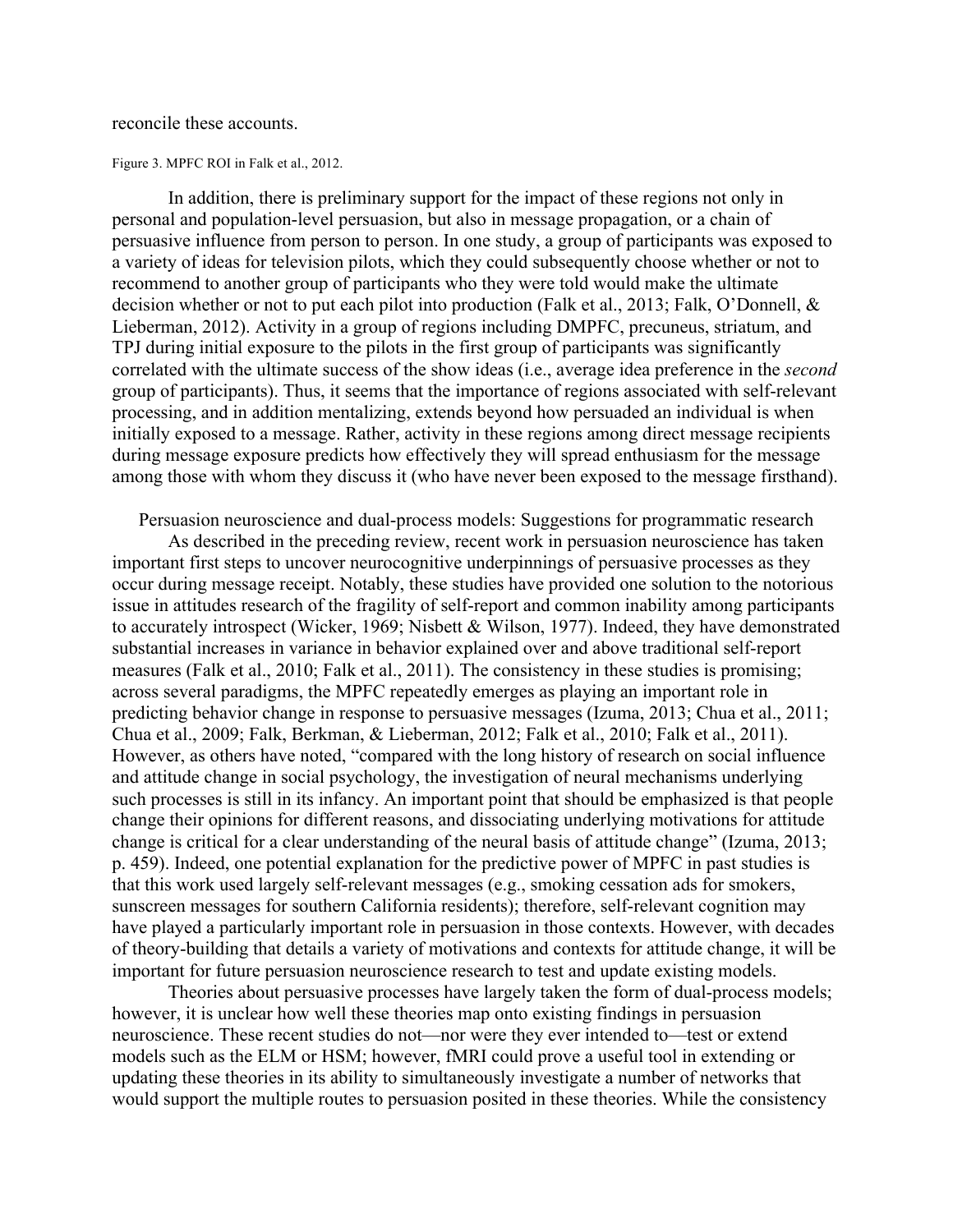reconcile these accounts.

Figure 3. MPFC ROI in Falk et al., 2012.

In addition, there is preliminary support for the impact of these regions not only in personal and population-level persuasion, but also in message propagation, or a chain of persuasive influence from person to person. In one study, a group of participants was exposed to a variety of ideas for television pilots, which they could subsequently choose whether or not to recommend to another group of participants who they were told would make the ultimate decision whether or not to put each pilot into production (Falk et al., 2013; Falk, O'Donnell, & Lieberman, 2012). Activity in a group of regions including DMPFC, precuneus, striatum, and TPJ during initial exposure to the pilots in the first group of participants was significantly correlated with the ultimate success of the show ideas (i.e., average idea preference in the *second* group of participants). Thus, it seems that the importance of regions associated with self-relevant processing, and in addition mentalizing, extends beyond how persuaded an individual is when initially exposed to a message. Rather, activity in these regions among direct message recipients during message exposure predicts how effectively they will spread enthusiasm for the message among those with whom they discuss it (who have never been exposed to the message firsthand).

## Persuasion neuroscience and dual-process models: Suggestions for programmatic research

As described in the preceding review, recent work in persuasion neuroscience has taken important first steps to uncover neurocognitive underpinnings of persuasive processes as they occur during message receipt. Notably, these studies have provided one solution to the notorious issue in attitudes research of the fragility of self-report and common inability among participants to accurately introspect (Wicker, 1969; Nisbett & Wilson, 1977). Indeed, they have demonstrated substantial increases in variance in behavior explained over and above traditional self-report measures (Falk et al., 2010; Falk et al., 2011). The consistency in these studies is promising; across several paradigms, the MPFC repeatedly emerges as playing an important role in predicting behavior change in response to persuasive messages (Izuma, 2013; Chua et al., 2011; Chua et al., 2009; Falk, Berkman, & Lieberman, 2012; Falk et al., 2010; Falk et al., 2011). However, as others have noted, "compared with the long history of research on social influence and attitude change in social psychology, the investigation of neural mechanisms underlying such processes is still in its infancy. An important point that should be emphasized is that people change their opinions for different reasons, and dissociating underlying motivations for attitude change is critical for a clear understanding of the neural basis of attitude change" (Izuma, 2013; p. 459). Indeed, one potential explanation for the predictive power of MPFC in past studies is that this work used largely self-relevant messages (e.g., smoking cessation ads for smokers, sunscreen messages for southern California residents); therefore, self-relevant cognition may have played a particularly important role in persuasion in those contexts. However, with decades of theory-building that details a variety of motivations and contexts for attitude change, it will be important for future persuasion neuroscience research to test and update existing models.

Theories about persuasive processes have largely taken the form of dual-process models; however, it is unclear how well these theories map onto existing findings in persuasion neuroscience. These recent studies do not—nor were they ever intended to—test or extend models such as the ELM or HSM; however, fMRI could prove a useful tool in extending or updating these theories in its ability to simultaneously investigate a number of networks that would support the multiple routes to persuasion posited in these theories. While the consistency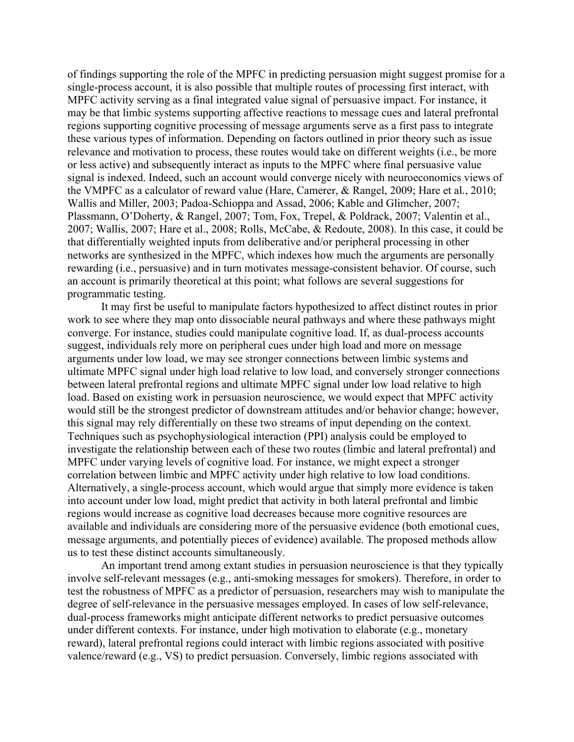of findings supporting the role of the MPFC in predicting persuasion might suggest promise for a single-process account, it is also possible that multiple routes of processing first interact, with MPFC activity serving as a final integrated value signal of persuasive impact. For instance, it may be that limbic systems supporting affective reactions to message cues and lateral prefrontal regions supporting cognitive processing of message arguments serve as a first pass to integrate these various types of information. Depending on factors outlined in prior theory such as issue relevance and motivation to process, these routes would take on different weights (i.e., be more or less active) and subsequently interact as inputs to the MPFC where final persuasive value signal is indexed. Indeed, such an account would converge nicely with neuroeconomics views of the VMPFC as a calculator of reward value (Hare, Camerer, & Rangel, 2009; Hare et al., 2010; Wallis and Miller, 2003; Padoa-Schioppa and Assad, 2006; Kable and Glimcher, 2007; Plassmann, O'Doherty, & Rangel, 2007; Tom, Fox, Trepel, & Poldrack, 2007; Valentin et al., 2007; Wallis, 2007; Hare et al., 2008; Rolls, McCabe, & Redoute, 2008). In this case, it could be that differentially weighted inputs from deliberative and/or peripheral processing in other networks are synthesized in the MPFC, which indexes how much the arguments are personally rewarding (i.e., persuasive) and in turn motivates message-consistent behavior. Of course, such an account is primarily theoretical at this point; what follows are several suggestions for programmatic testing.

It may first be useful to manipulate factors hypothesized to affect distinct routes in prior work to see where they map onto dissociable neural pathways and where these pathways might converge. For instance, studies could manipulate cognitive load. If, as dual-process accounts suggest, individuals rely more on peripheral cues under high load and more on message arguments under low load, we may see stronger connections between limbic systems and ultimate MPFC signal under high load relative to low load, and conversely stronger connections between lateral prefrontal regions and ultimate MPFC signal under low load relative to high load. Based on existing work in persuasion neuroscience, we would expect that MPFC activity would still be the strongest predictor of downstream attitudes and/or behavior change; however, this signal may rely differentially on these two streams of input depending on the context. Techniques such as psychophysiological interaction (PPI) analysis could be employed to investigate the relationship between each of these two routes (limbic and lateral prefrontal) and MPFC under varying levels of cognitive load. For instance, we might expect a stronger correlation between limbic and MPFC activity under high relative to low load conditions. Alternatively, a single-process account, which would argue that simply more evidence is taken into account under low load, might predict that activity in both lateral prefrontal and limbic regions would increase as cognitive load decreases because more cognitive resources are available and individuals are considering more of the persuasive evidence (both emotional cues, message arguments, and potentially pieces of evidence) available. The proposed methods allow us to test these distinct accounts simultaneously.

An important trend among extant studies in persuasion neuroscience is that they typically involve self-relevant messages (e.g., anti-smoking messages for smokers). Therefore, in order to test the robustness of MPFC as a predictor of persuasion, researchers may wish to manipulate the degree of self-relevance in the persuasive messages employed. In cases of low self-relevance, dual-process frameworks might anticipate different networks to predict persuasive outcomes under different contexts. For instance, under high motivation to elaborate (e.g., monetary reward), lateral prefrontal regions could interact with limbic regions associated with positive valence/reward (e.g., VS) to predict persuasion. Conversely, limbic regions associated with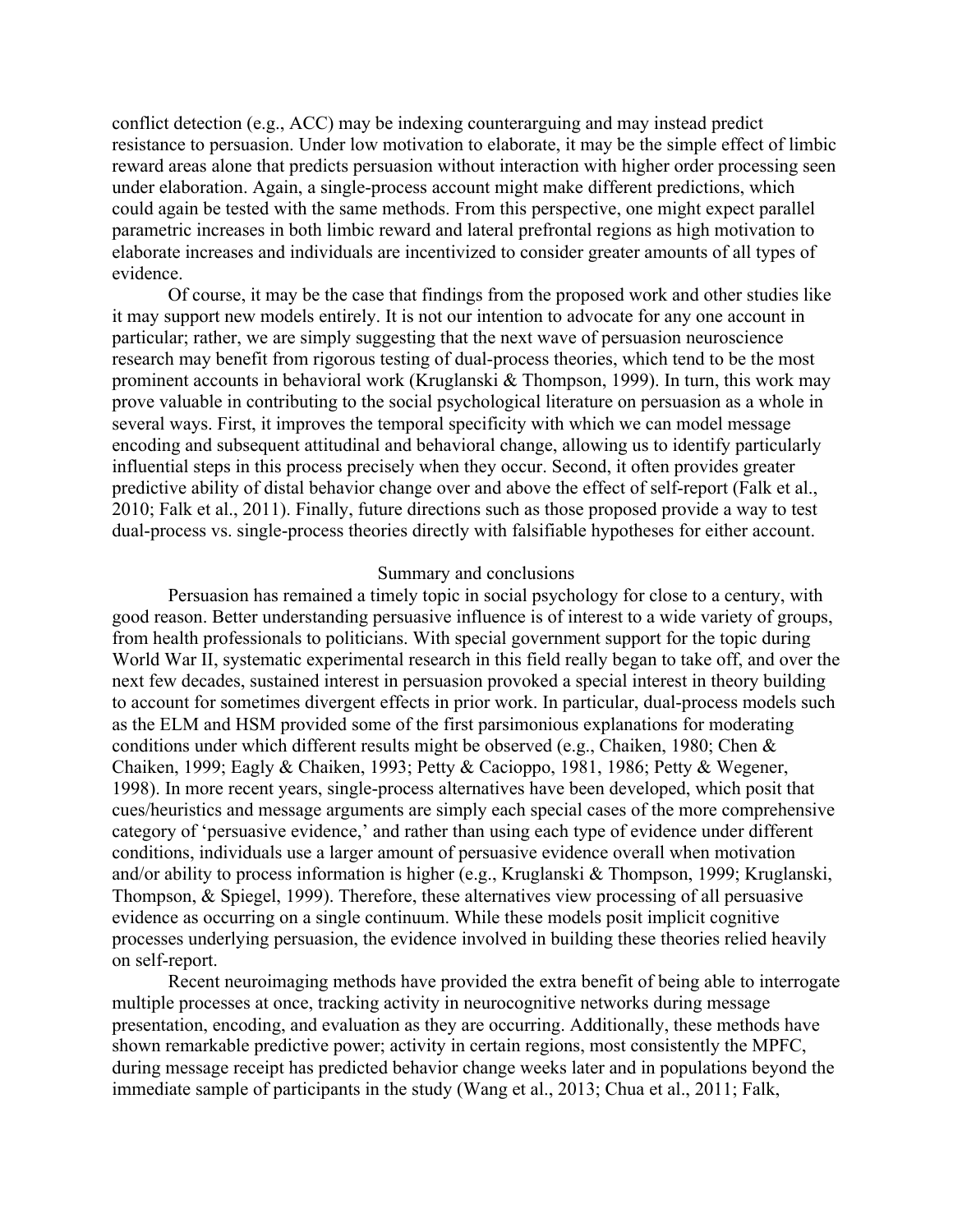conflict detection (e.g., ACC) may be indexing counterarguing and may instead predict resistance to persuasion. Under low motivation to elaborate, it may be the simple effect of limbic reward areas alone that predicts persuasion without interaction with higher order processing seen under elaboration. Again, a single-process account might make different predictions, which could again be tested with the same methods. From this perspective, one might expect parallel parametric increases in both limbic reward and lateral prefrontal regions as high motivation to elaborate increases and individuals are incentivized to consider greater amounts of all types of evidence.

Of course, it may be the case that findings from the proposed work and other studies like it may support new models entirely. It is not our intention to advocate for any one account in particular; rather, we are simply suggesting that the next wave of persuasion neuroscience research may benefit from rigorous testing of dual-process theories, which tend to be the most prominent accounts in behavioral work (Kruglanski & Thompson, 1999). In turn, this work may prove valuable in contributing to the social psychological literature on persuasion as a whole in several ways. First, it improves the temporal specificity with which we can model message encoding and subsequent attitudinal and behavioral change, allowing us to identify particularly influential steps in this process precisely when they occur. Second, it often provides greater predictive ability of distal behavior change over and above the effect of self-report (Falk et al., 2010; Falk et al., 2011). Finally, future directions such as those proposed provide a way to test dual-process vs. single-process theories directly with falsifiable hypotheses for either account.

## Summary and conclusions

Persuasion has remained a timely topic in social psychology for close to a century, with good reason. Better understanding persuasive influence is of interest to a wide variety of groups, from health professionals to politicians. With special government support for the topic during World War II, systematic experimental research in this field really began to take off, and over the next few decades, sustained interest in persuasion provoked a special interest in theory building to account for sometimes divergent effects in prior work. In particular, dual-process models such as the ELM and HSM provided some of the first parsimonious explanations for moderating conditions under which different results might be observed (e.g., Chaiken, 1980; Chen & Chaiken, 1999; Eagly & Chaiken, 1993; Petty & Cacioppo, 1981, 1986; Petty & Wegener, 1998). In more recent years, single-process alternatives have been developed, which posit that cues/heuristics and message arguments are simply each special cases of the more comprehensive category of 'persuasive evidence,' and rather than using each type of evidence under different conditions, individuals use a larger amount of persuasive evidence overall when motivation and/or ability to process information is higher (e.g., Kruglanski & Thompson, 1999; Kruglanski, Thompson, & Spiegel, 1999). Therefore, these alternatives view processing of all persuasive evidence as occurring on a single continuum. While these models posit implicit cognitive processes underlying persuasion, the evidence involved in building these theories relied heavily on self-report.

Recent neuroimaging methods have provided the extra benefit of being able to interrogate multiple processes at once, tracking activity in neurocognitive networks during message presentation, encoding, and evaluation as they are occurring. Additionally, these methods have shown remarkable predictive power; activity in certain regions, most consistently the MPFC, during message receipt has predicted behavior change weeks later and in populations beyond the immediate sample of participants in the study (Wang et al., 2013; Chua et al., 2011; Falk,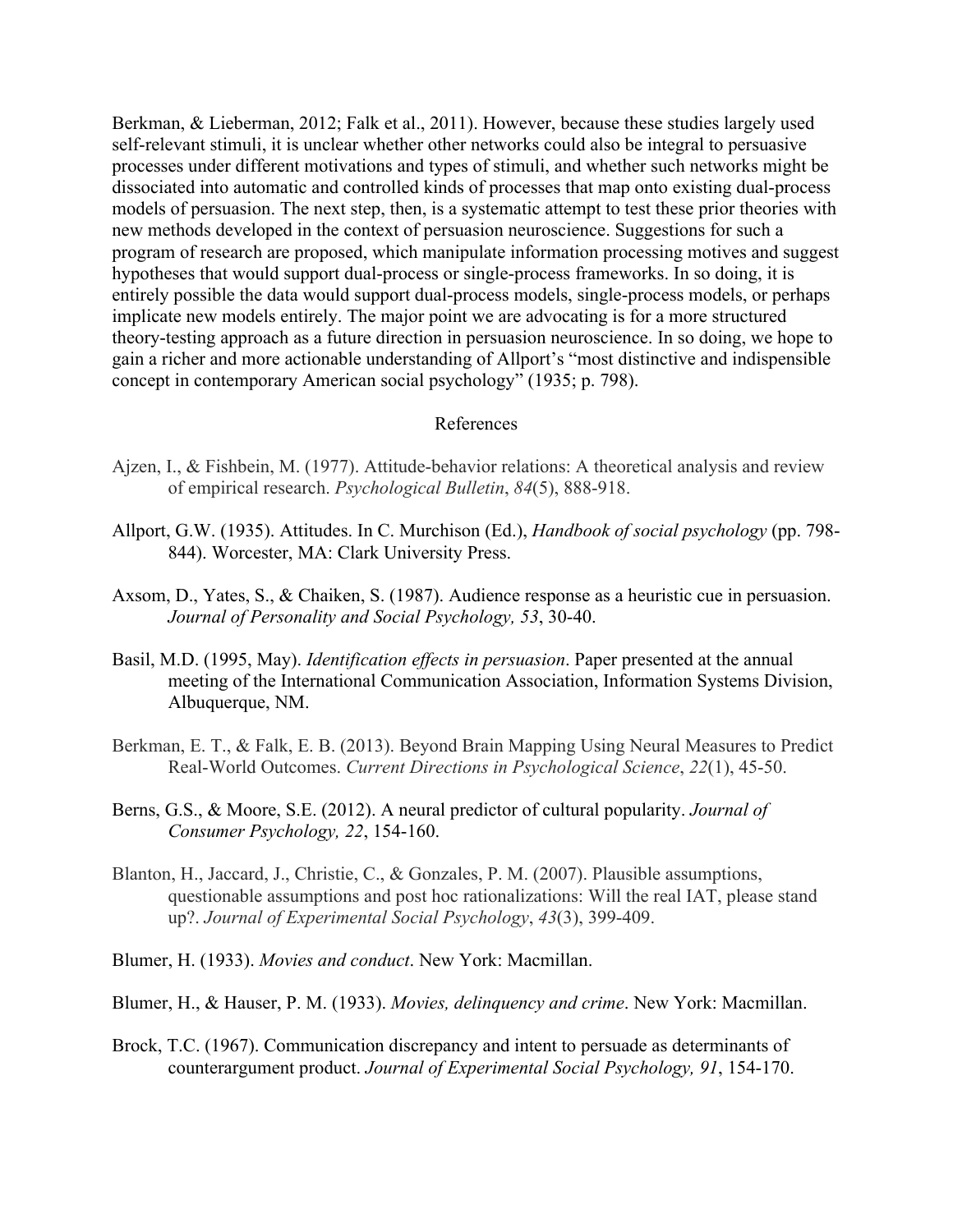Berkman, & Lieberman, 2012; Falk et al., 2011). However, because these studies largely used self-relevant stimuli, it is unclear whether other networks could also be integral to persuasive processes under different motivations and types of stimuli, and whether such networks might be dissociated into automatic and controlled kinds of processes that map onto existing dual-process models of persuasion. The next step, then, is a systematic attempt to test these prior theories with new methods developed in the context of persuasion neuroscience. Suggestions for such a program of research are proposed, which manipulate information processing motives and suggest hypotheses that would support dual-process or single-process frameworks. In so doing, it is entirely possible the data would support dual-process models, single-process models, or perhaps implicate new models entirely. The major point we are advocating is for a more structured theory-testing approach as a future direction in persuasion neuroscience. In so doing, we hope to gain a richer and more actionable understanding of Allport's "most distinctive and indispensible concept in contemporary American social psychology" (1935; p. 798).

## References

Ajzen, I., & Fishbein, M. (1977). Attitude-behavior relations: A theoretical analysis and review of empirical research. *Psychological Bulletin*, *84*(5), 888-918.

Allport, G.W. (1935). Attitudes. In C. Murchison (Ed.), *Handbook of social psychology* (pp. 798-844). Worcester, MA: Clark University Press.

Axsom, D., Yates, S., & Chaiken, S. (1987). Audience response as a heuristic cue in persuasion. *Journal of Personality and Social Psychology, 53*, 30-40.

Basil, M.D. (1995, May). *Identification effects in persuasion*. Paper presented at the annual meeting of the International Communication Association, Information Systems Division, Albuquerque, NM.

Berkman, E. T., & Falk, E. B. (2013). Beyond Brain Mapping Using Neural Measures to Predict Real-World Outcomes. *Current Directions in Psychological Science*, *22*(1), 45-50.

Berns, G.S., & Moore, S.E. (2012). A neural predictor of cultural popularity. *Journal of Consumer Psychology, 22*, 154-160.

Blanton, H., Jaccard, J., Christie, C., & Gonzales, P. M. (2007). Plausible assumptions, questionable assumptions and post hoc rationalizations: Will the real IAT, please stand up?. *Journal of Experimental Social Psychology*, *43*(3), 399-409.

Blumer, H. (1933). *Movies and conduct*. New York: Macmillan.

Blumer, H., & Hauser, P. M. (1933). *Movies, delinquency and crime*. New York: Macmillan.

Brock, T.C. (1967). Communication discrepancy and intent to persuade as determinants of counterargument product. *Journal of Experimental Social Psychology, 91*, 154-170.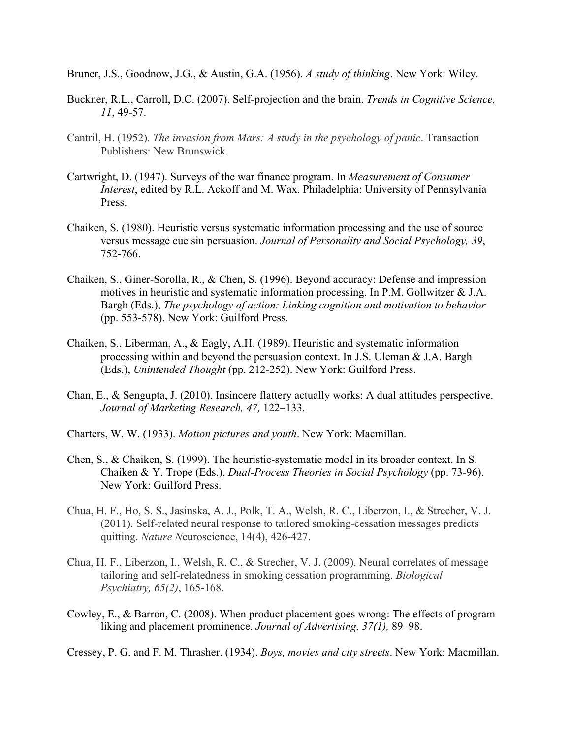Bruner, J.S., Goodnow, J.G., & Austin, G.A. (1956). *A study of thinking*. New York: Wiley.

Buckner, R.L., Carroll, D.C. (2007). Self-projection and the brain. *Trends in Cognitive Science, 11*, 49-57.

Cantril, H. (1952). *The invasion from Mars: A study in the psychology of panic*. Transaction Publishers: New Brunswick.

Cartwright, D. (1947). Surveys of the war finance program. In *Measurement of Consumer Interest*, edited by R.L. Ackoff and M. Wax. Philadelphia: University of Pennsylvania Press.

Chaiken, S. (1980). Heuristic versus systematic information processing and the use of source versus message cue sin persuasion. *Journal of Personality and Social Psychology, 39*, 752-766.

Chaiken, S., Giner-Sorolla, R., & Chen, S. (1996). Beyond accuracy: Defense and impression motives in heuristic and systematic information processing. In P.M. Gollwitzer & J.A. Bargh (Eds.), *The psychology of action: Linking cognition and motivation to behavior* (pp. 553-578). New York: Guilford Press.

Chaiken, S., Liberman, A., & Eagly, A.H. (1989). Heuristic and systematic information processing within and beyond the persuasion context. In J.S. Uleman & J.A. Bargh (Eds.), *Unintended Thought* (pp. 212-252). New York: Guilford Press.

Chan, E., & Sengupta, J. (2010). Insincere flattery actually works: A dual attitudes perspective. *Journal of Marketing Research, 47,* 122–133.

Charters, W. W. (1933). *Motion pictures and youth*. New York: Macmillan.

Chen, S., & Chaiken, S. (1999). The heuristic-systematic model in its broader context. In S. Chaiken & Y. Trope (Eds.), *Dual-Process Theories in Social Psychology* (pp. 73-96). New York: Guilford Press.

Chua, H. F., Ho, S. S., Jasinska, A. J., Polk, T. A., Welsh, R. C., Liberzon, I., & Strecher, V. J. (2011). Self-related neural response to tailored smoking-cessation messages predicts quitting. *Nature N*euroscience, 14(4), 426-427.

Chua, H. F., Liberzon, I., Welsh, R. C., & Strecher, V. J. (2009). Neural correlates of message tailoring and self-relatedness in smoking cessation programming. *Biological Psychiatry, 65(2)*, 165-168.

Cowley, E., & Barron, C. (2008). When product placement goes wrong: The effects of program liking and placement prominence. *Journal of Advertising, 37(1),* 89–98.

Cressey, P. G. and F. M. Thrasher. (1934). *Boys, movies and city streets*. New York: Macmillan.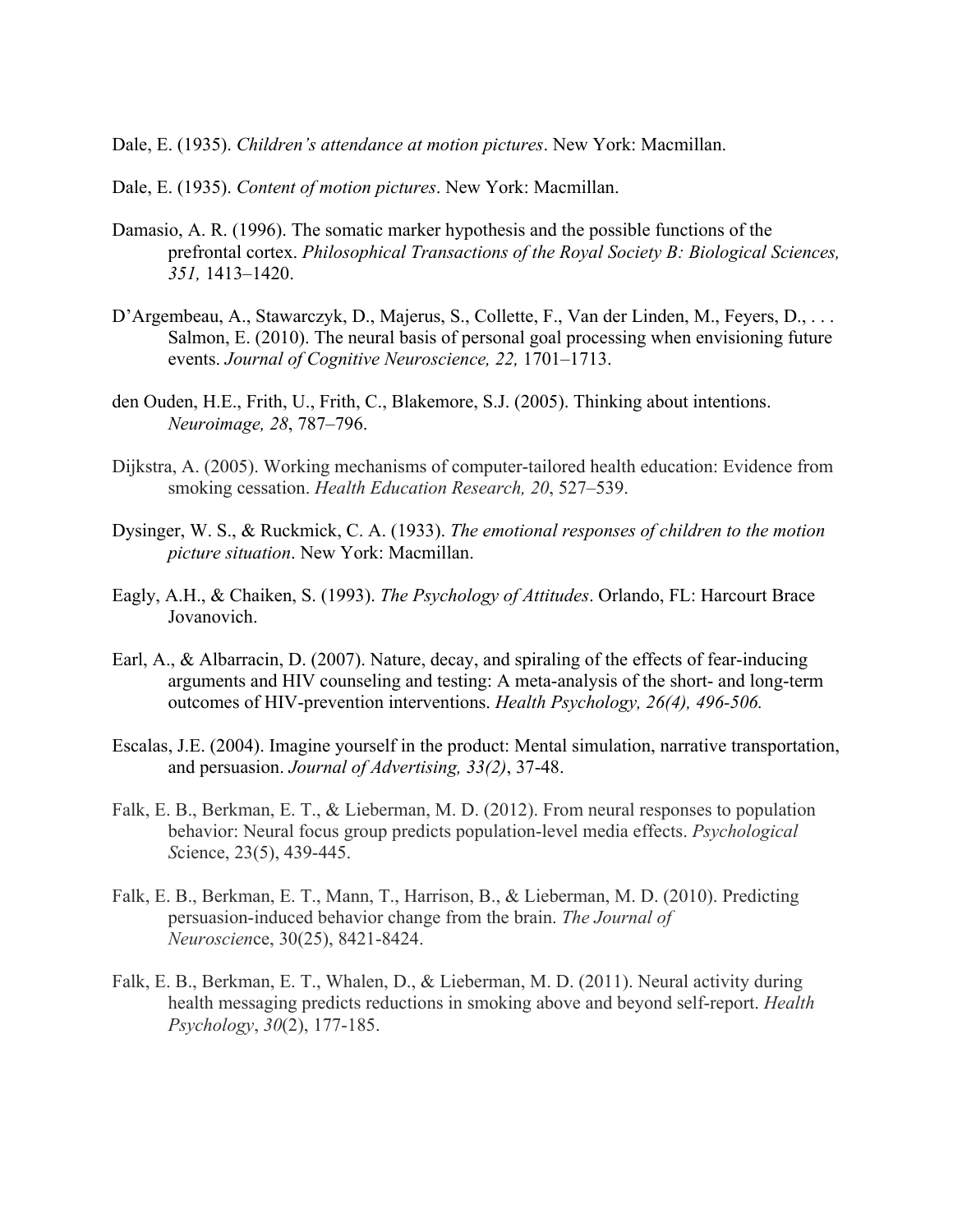Dale, E. (1935). *Children's attendance at motion pictures*. New York: Macmillan.

Dale, E. (1935). *Content of motion pictures*. New York: Macmillan.

Damasio, A. R. (1996). The somatic marker hypothesis and the possible functions of the prefrontal cortex. *Philosophical Transactions of the Royal Society B: Biological Sciences, 351,* 1413–1420.

D'Argembeau, A., Stawarczyk, D., Majerus, S., Collette, F., Van der Linden, M., Feyers, D., . . . Salmon, E. (2010). The neural basis of personal goal processing when envisioning future events. *Journal of Cognitive Neuroscience, 22,* 1701–1713.

den Ouden, H.E., Frith, U., Frith, C., Blakemore, S.J. (2005). Thinking about intentions. *Neuroimage, 28*, 787–796.

Dijkstra, A. (2005). Working mechanisms of computer-tailored health education: Evidence from smoking cessation. *Health Education Research, 20*, 527–539.

Dysinger, W. S., & Ruckmick, C. A. (1933). *The emotional responses of children to the motion picture situation*. New York: Macmillan.

Eagly, A.H., & Chaiken, S. (1993). *The Psychology of Attitudes*. Orlando, FL: Harcourt Brace Jovanovich.

Earl, A., & Albarracin, D. (2007). Nature, decay, and spiraling of the effects of fear-inducing arguments and HIV counseling and testing: A meta-analysis of the short- and long-term outcomes of HIV-prevention interventions. *Health Psychology, 26(4), 496-506.*

Escalas, J.E. (2004). Imagine yourself in the product: Mental simulation, narrative transportation, and persuasion. *Journal of Advertising, 33(2)*, 37-48.

Falk, E. B., Berkman, E. T., & Lieberman, M. D. (2012). From neural responses to population behavior: Neural focus group predicts population-level media effects. *Psychological S*cience, 23(5), 439-445.

Falk, E. B., Berkman, E. T., Mann, T., Harrison, B., & Lieberman, M. D. (2010). Predicting persuasion-induced behavior change from the brain. *The Journal of Neuroscien*ce, 30(25), 8421-8424.

Falk, E. B., Berkman, E. T., Whalen, D., & Lieberman, M. D. (2011). Neural activity during health messaging predicts reductions in smoking above and beyond self-report. *Health Psychology*, *30*(2), 177-185.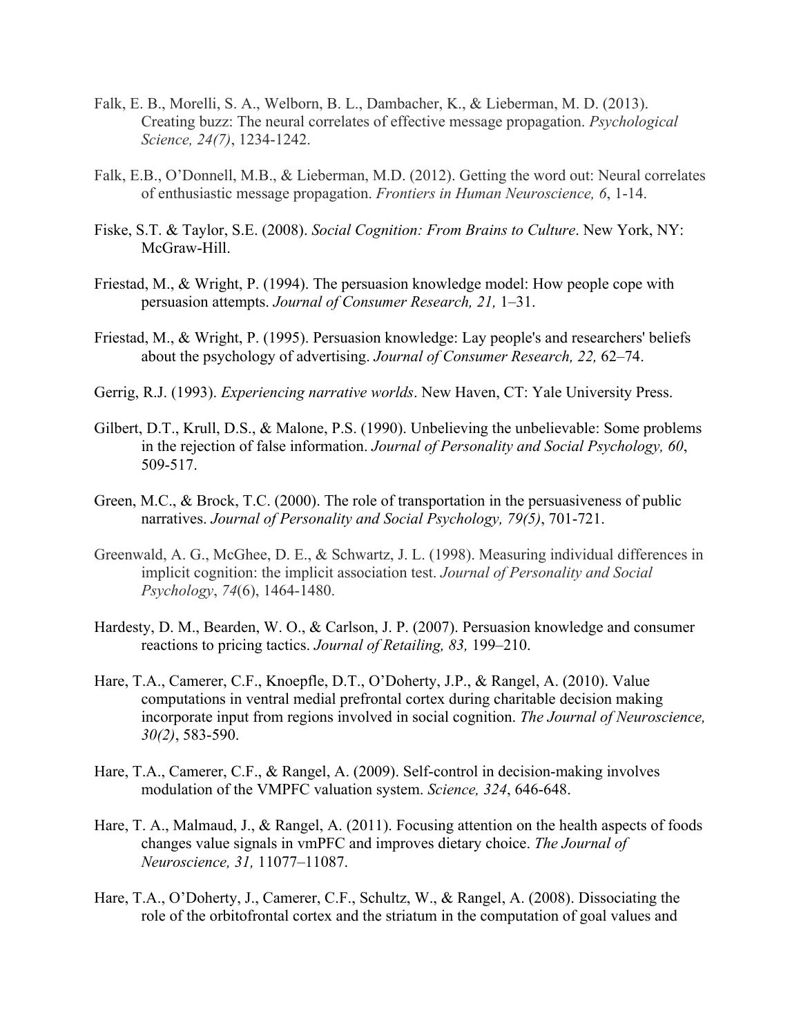Falk, E. B., Morelli, S. A., Welborn, B. L., Dambacher, K., & Lieberman, M. D. (2013). Creating buzz: The neural correlates of effective message propagation. *Psychological Science, 24(7)*, 1234-1242.

Falk, E.B., O'Donnell, M.B., & Lieberman, M.D. (2012). Getting the word out: Neural correlates of enthusiastic message propagation. *Frontiers in Human Neuroscience, 6*, 1-14.

Fiske, S.T. & Taylor, S.E. (2008). *Social Cognition: From Brains to Culture*. New York, NY: McGraw-Hill.

Friestad, M., & Wright, P. (1994). The persuasion knowledge model: How people cope with persuasion attempts. *Journal of Consumer Research, 21,* 1–31.

Friestad, M., & Wright, P. (1995). Persuasion knowledge: Lay people's and researchers' beliefs about the psychology of advertising. *Journal of Consumer Research, 22,* 62–74.

Gerrig, R.J. (1993). *Experiencing narrative worlds*. New Haven, CT: Yale University Press.

Gilbert, D.T., Krull, D.S., & Malone, P.S. (1990). Unbelieving the unbelievable: Some problems in the rejection of false information. *Journal of Personality and Social Psychology, 60*, 509-517.

Green, M.C., & Brock, T.C. (2000). The role of transportation in the persuasiveness of public narratives. *Journal of Personality and Social Psychology, 79(5)*, 701-721.

Greenwald, A. G., McGhee, D. E., & Schwartz, J. L. (1998). Measuring individual differences in implicit cognition: the implicit association test. *Journal of Personality and Social Psychology*, *74*(6), 1464-1480.

Hardesty, D. M., Bearden, W. O., & Carlson, J. P. (2007). Persuasion knowledge and consumer reactions to pricing tactics. *Journal of Retailing, 83,* 199–210.

Hare, T.A., Camerer, C.F., Knoepfle, D.T., O'Doherty, J.P., & Rangel, A. (2010). Value computations in ventral medial prefrontal cortex during charitable decision making incorporate input from regions involved in social cognition. *The Journal of Neuroscience, 30(2)*, 583-590.

Hare, T.A., Camerer, C.F., & Rangel, A. (2009). Self-control in decision-making involves modulation of the VMPFC valuation system. *Science, 324*, 646-648.

Hare, T. A., Malmaud, J., & Rangel, A. (2011). Focusing attention on the health aspects of foods changes value signals in vmPFC and improves dietary choice. *The Journal of Neuroscience, 31,* 11077–11087.

Hare, T.A., O'Doherty, J., Camerer, C.F., Schultz, W., & Rangel, A. (2008). Dissociating the role of the orbitofrontal cortex and the striatum in the computation of goal values and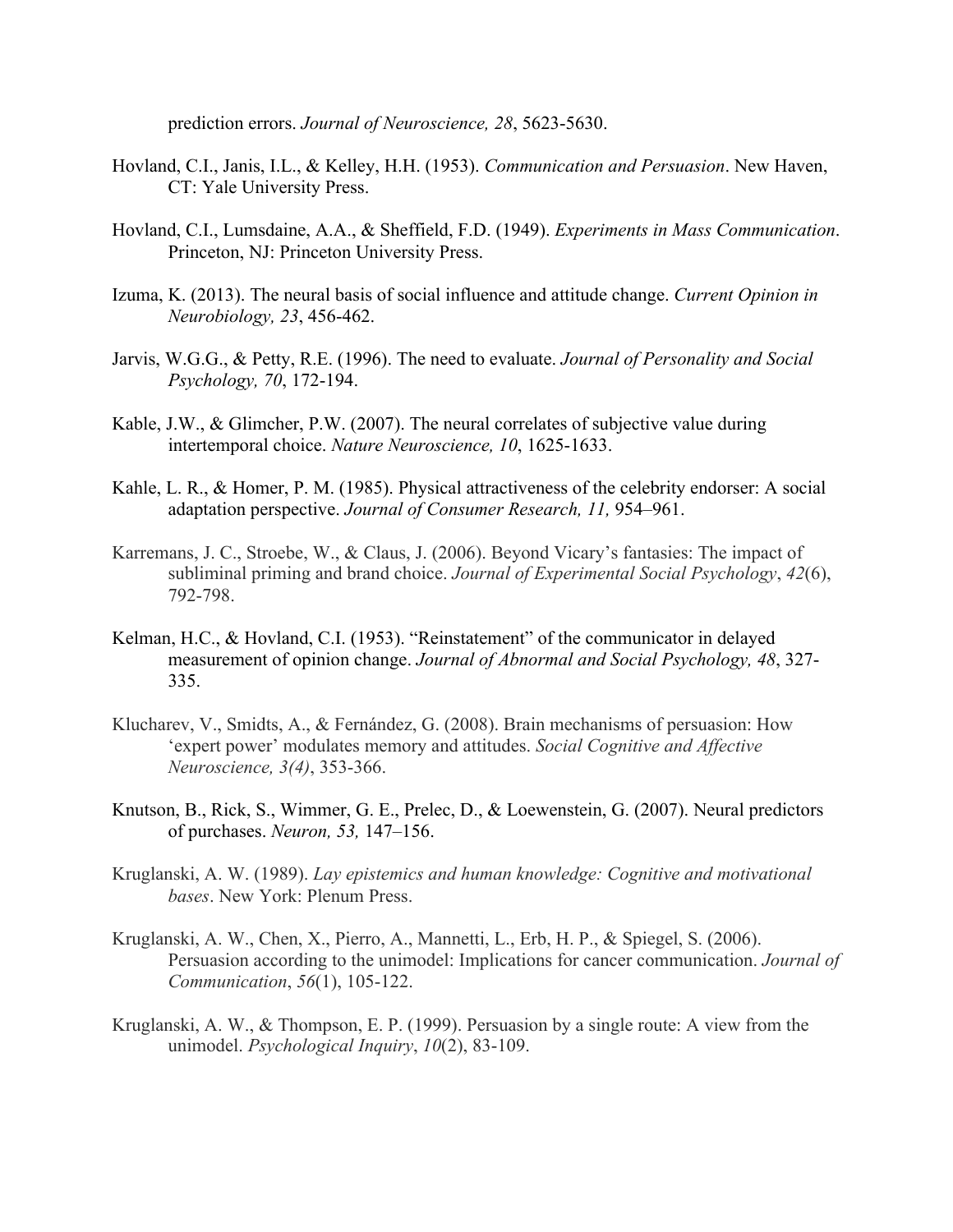prediction errors. *Journal of Neuroscience, 28*, 5623-5630.

Hovland, C.I., Janis, I.L., & Kelley, H.H. (1953). *Communication and Persuasion*. New Haven, CT: Yale University Press.

Hovland, C.I., Lumsdaine, A.A., & Sheffield, F.D. (1949). *Experiments in Mass Communication*. Princeton, NJ: Princeton University Press.

Izuma, K. (2013). The neural basis of social influence and attitude change. *Current Opinion in Neurobiology, 23*, 456-462.

Jarvis, W.G.G., & Petty, R.E. (1996). The need to evaluate. *Journal of Personality and Social Psychology, 70*, 172-194.

Kable, J.W., & Glimcher, P.W. (2007). The neural correlates of subjective value during intertemporal choice. *Nature Neuroscience, 10*, 1625-1633.

Kahle, L. R., & Homer, P. M. (1985). Physical attractiveness of the celebrity endorser: A social adaptation perspective. *Journal of Consumer Research, 11,* 954–961.

Karremans, J. C., Stroebe, W., & Claus, J. (2006). Beyond Vicary's fantasies: The impact of subliminal priming and brand choice. *Journal of Experimental Social Psychology*, *42*(6), 792-798.

Kelman, H.C., & Hovland, C.I. (1953). "Reinstatement" of the communicator in delayed measurement of opinion change. *Journal of Abnormal and Social Psychology, 48*, 327-335.

Klucharev, V., Smidts, A., & Fernández, G. (2008). Brain mechanisms of persuasion: How 'expert power' modulates memory and attitudes. *Social Cognitive and Affective Neuroscience, 3(4)*, 353-366.

Knutson, B., Rick, S., Wimmer, G. E., Prelec, D., & Loewenstein, G. (2007). Neural predictors of purchases. *Neuron, 53,* 147–156.

Kruglanski, A. W. (1989). *Lay epistemics and human knowledge: Cognitive and motivational bases*. New York: Plenum Press.

Kruglanski, A. W., Chen, X., Pierro, A., Mannetti, L., Erb, H. P., & Spiegel, S. (2006). Persuasion according to the unimodel: Implications for cancer communication. *Journal of Communication*, *56*(1), 105-122.

Kruglanski, A. W., & Thompson, E. P. (1999). Persuasion by a single route: A view from the unimodel. *Psychological Inquiry*, *10*(2), 83-109.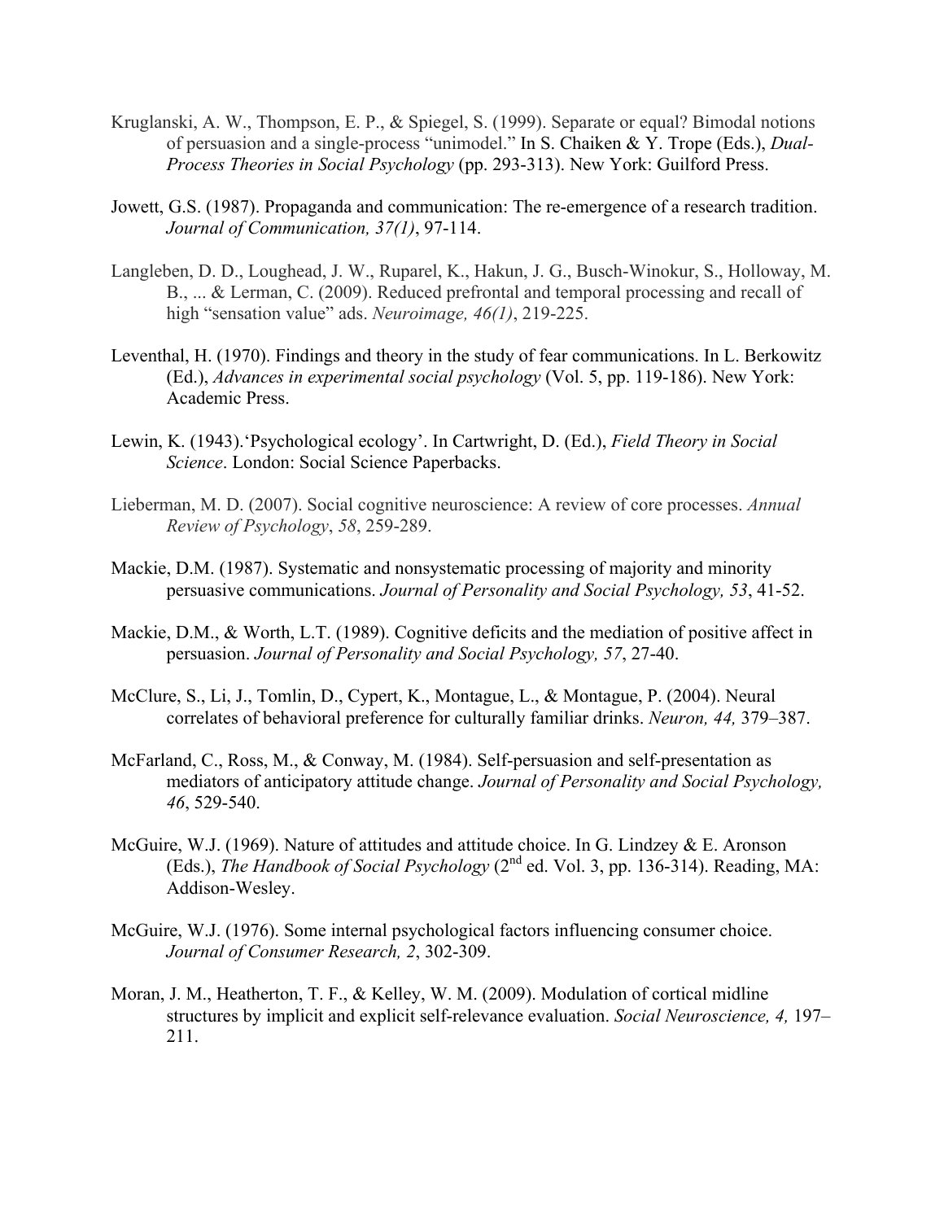Kruglanski, A. W., Thompson, E. P., & Spiegel, S. (1999). Separate or equal? Bimodal notions of persuasion and a single-process "unimodel." In S. Chaiken & Y. Trope (Eds.), *Dual-Process Theories in Social Psychology* (pp. 293-313). New York: Guilford Press.

Jowett, G.S. (1987). Propaganda and communication: The re-emergence of a research tradition. *Journal of Communication, 37(1)*, 97-114.

Langleben, D. D., Loughead, J. W., Ruparel, K., Hakun, J. G., Busch-Winokur, S., Holloway, M. B., ... & Lerman, C. (2009). Reduced prefrontal and temporal processing and recall of high "sensation value" ads. *Neuroimage, 46(1)*, 219-225.

Leventhal, H. (1970). Findings and theory in the study of fear communications. In L. Berkowitz (Ed.), *Advances in experimental social psychology* (Vol. 5, pp. 119-186). New York: Academic Press.

Lewin, K. (1943).'Psychological ecology'. In Cartwright, D. (Ed.), *Field Theory in Social Science*. London: Social Science Paperbacks.

Lieberman, M. D. (2007). Social cognitive neuroscience: A review of core processes. *Annual Review of Psychology*, *58*, 259-289.

Mackie, D.M. (1987). Systematic and nonsystematic processing of majority and minority persuasive communications. *Journal of Personality and Social Psychology, 53*, 41-52.

Mackie, D.M., & Worth, L.T. (1989). Cognitive deficits and the mediation of positive affect in persuasion. *Journal of Personality and Social Psychology, 57*, 27-40.

McClure, S., Li, J., Tomlin, D., Cypert, K., Montague, L., & Montague, P. (2004). Neural correlates of behavioral preference for culturally familiar drinks. *Neuron, 44,* 379–387.

McFarland, C., Ross, M., & Conway, M. (1984). Self-persuasion and self-presentation as mediators of anticipatory attitude change. *Journal of Personality and Social Psychology, 46*, 529-540.

McGuire, W.J. (1969). Nature of attitudes and attitude choice. In G. Lindzey & E. Aronson (Eds.), *The Handbook of Social Psychology* (2nd ed. Vol. 3, pp. 136-314). Reading, MA: Addison-Wesley.

McGuire, W.J. (1976). Some internal psychological factors influencing consumer choice. *Journal of Consumer Research, 2*, 302-309.

Moran, J. M., Heatherton, T. F., & Kelley, W. M. (2009). Modulation of cortical midline structures by implicit and explicit self-relevance evaluation. *Social Neuroscience, 4,* 197–211.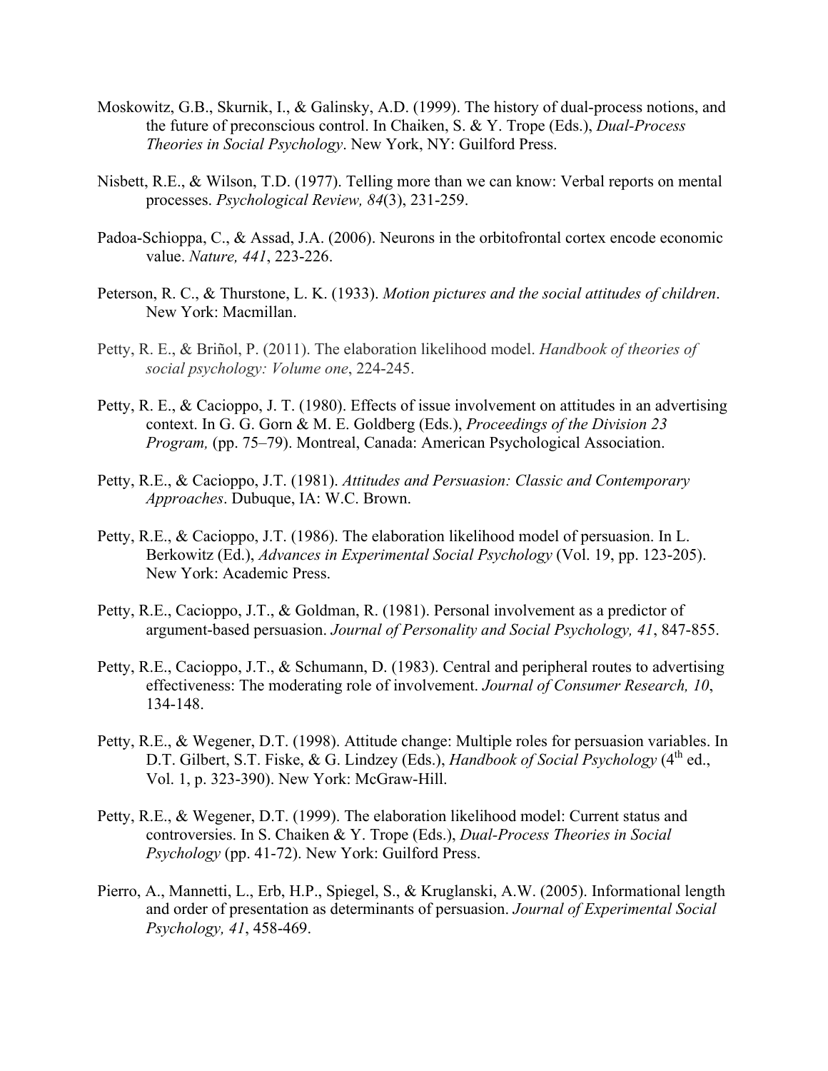Moskowitz, G.B., Skurnik, I., & Galinsky, A.D. (1999). The history of dual-process notions, and the future of preconscious control. In Chaiken, S. & Y. Trope (Eds.), *Dual-Process Theories in Social Psychology*. New York, NY: Guilford Press.

Nisbett, R.E., & Wilson, T.D. (1977). Telling more than we can know: Verbal reports on mental processes. *Psychological Review, 84*(3), 231-259.

Padoa-Schioppa, C., & Assad, J.A. (2006). Neurons in the orbitofrontal cortex encode economic value. *Nature, 441*, 223-226.

Peterson, R. C., & Thurstone, L. K. (1933). *Motion pictures and the social attitudes of children*. New York: Macmillan.

Petty, R. E., & Briñol, P. (2011). The elaboration likelihood model. *Handbook of theories of social psychology: Volume one*, 224-245.

Petty, R. E., & Cacioppo, J. T. (1980). Effects of issue involvement on attitudes in an advertising context. In G. G. Gorn & M. E. Goldberg (Eds.), *Proceedings of the Division 23 Program,* (pp. 75–79). Montreal, Canada: American Psychological Association.

Petty, R.E., & Cacioppo, J.T. (1981). *Attitudes and Persuasion: Classic and Contemporary Approaches*. Dubuque, IA: W.C. Brown.

Petty, R.E., & Cacioppo, J.T. (1986). The elaboration likelihood model of persuasion. In L. Berkowitz (Ed.), *Advances in Experimental Social Psychology* (Vol. 19, pp. 123-205). New York: Academic Press.

Petty, R.E., Cacioppo, J.T., & Goldman, R. (1981). Personal involvement as a predictor of argument-based persuasion. *Journal of Personality and Social Psychology, 41*, 847-855.

Petty, R.E., Cacioppo, J.T., & Schumann, D. (1983). Central and peripheral routes to advertising effectiveness: The moderating role of involvement. *Journal of Consumer Research, 10*, 134-148.

Petty, R.E., & Wegener, D.T. (1998). Attitude change: Multiple roles for persuasion variables. In D.T. Gilbert, S.T. Fiske, & G. Lindzey (Eds.), *Handbook of Social Psychology* (4th ed., Vol. 1, p. 323-390). New York: McGraw-Hill.

Petty, R.E., & Wegener, D.T. (1999). The elaboration likelihood model: Current status and controversies. In S. Chaiken & Y. Trope (Eds.), *Dual-Process Theories in Social Psychology* (pp. 41-72). New York: Guilford Press.

Pierro, A., Mannetti, L., Erb, H.P., Spiegel, S., & Kruglanski, A.W. (2005). Informational length and order of presentation as determinants of persuasion. *Journal of Experimental Social Psychology, 41*, 458-469.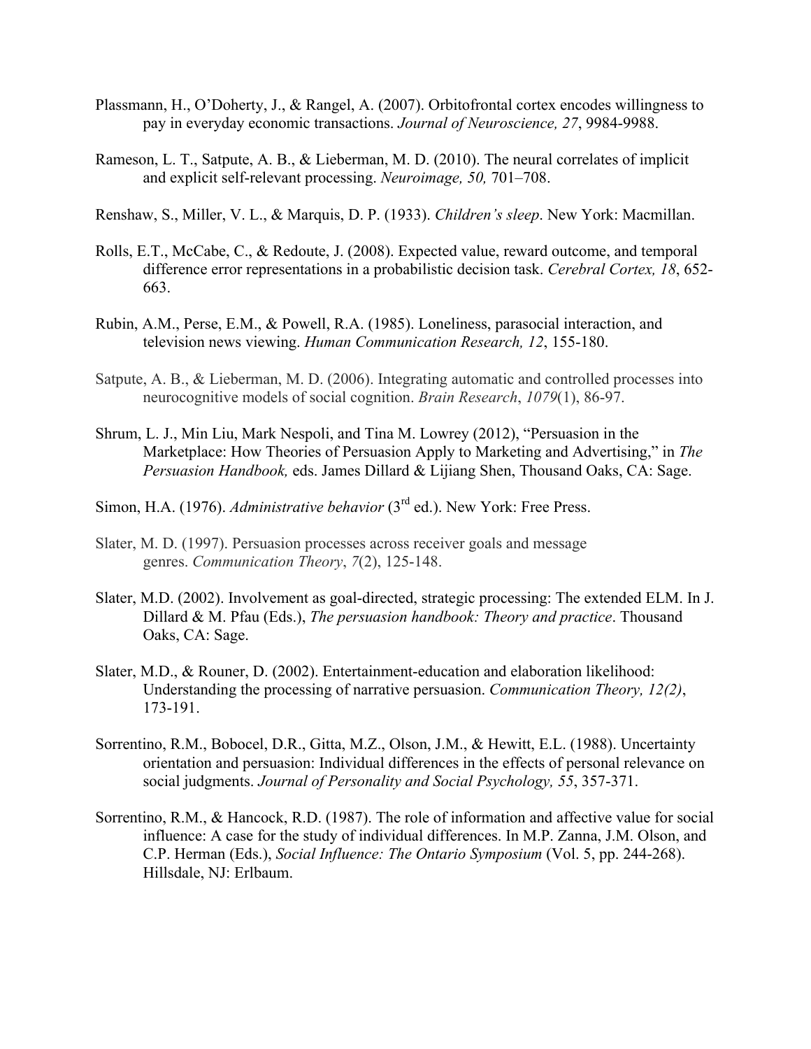Plassmann, H., O'Doherty, J., & Rangel, A. (2007). Orbitofrontal cortex encodes willingness to pay in everyday economic transactions. *Journal of Neuroscience, 27*, 9984-9988.

Rameson, L. T., Satpute, A. B., & Lieberman, M. D. (2010). The neural correlates of implicit and explicit self-relevant processing. *Neuroimage, 50,* 701–708.

Renshaw, S., Miller, V. L., & Marquis, D. P. (1933). *Children's sleep*. New York: Macmillan.

Rolls, E.T., McCabe, C., & Redoute, J. (2008). Expected value, reward outcome, and temporal difference error representations in a probabilistic decision task. *Cerebral Cortex, 18*, 652-663.

Rubin, A.M., Perse, E.M., & Powell, R.A. (1985). Loneliness, parasocial interaction, and television news viewing. *Human Communication Research, 12*, 155-180.

Satpute, A. B., & Lieberman, M. D. (2006). Integrating automatic and controlled processes into neurocognitive models of social cognition. *Brain Research*, *1079*(1), 86-97.

Shrum, L. J., Min Liu, Mark Nespoli, and Tina M. Lowrey (2012), "Persuasion in the Marketplace: How Theories of Persuasion Apply to Marketing and Advertising," in *The Persuasion Handbook,* eds. James Dillard & Lijiang Shen, Thousand Oaks, CA: Sage.

Simon, H.A. (1976). *Administrative behavior* (3rd ed.). New York: Free Press.

Slater, M. D. (1997). Persuasion processes across receiver goals and message genres. *Communication Theory*, *7*(2), 125-148.

Slater, M.D. (2002). Involvement as goal-directed, strategic processing: The extended ELM. In J. Dillard & M. Pfau (Eds.), *The persuasion handbook: Theory and practice*. Thousand Oaks, CA: Sage.

Slater, M.D., & Rouner, D. (2002). Entertainment-education and elaboration likelihood: Understanding the processing of narrative persuasion. *Communication Theory, 12(2)*, 173-191.

Sorrentino, R.M., Bobocel, D.R., Gitta, M.Z., Olson, J.M., & Hewitt, E.L. (1988). Uncertainty orientation and persuasion: Individual differences in the effects of personal relevance on social judgments. *Journal of Personality and Social Psychology, 55*, 357-371.

Sorrentino, R.M., & Hancock, R.D. (1987). The role of information and affective value for social influence: A case for the study of individual differences. In M.P. Zanna, J.M. Olson, and C.P. Herman (Eds.), *Social Influence: The Ontario Symposium* (Vol. 5, pp. 244-268). Hillsdale, NJ: Erlbaum.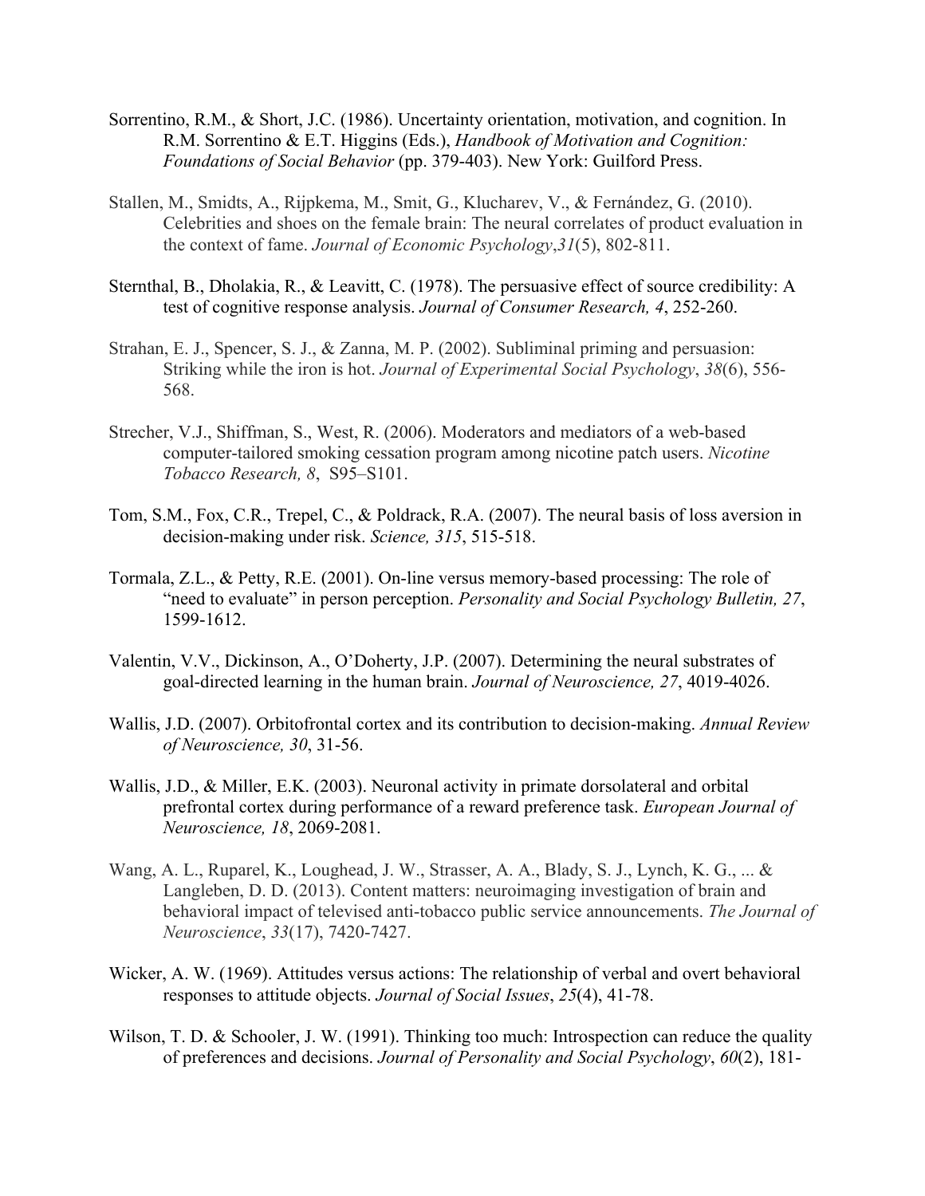Sorrentino, R.M., & Short, J.C. (1986). Uncertainty orientation, motivation, and cognition. In R.M. Sorrentino & E.T. Higgins (Eds.), *Handbook of Motivation and Cognition: Foundations of Social Behavior* (pp. 379-403). New York: Guilford Press.

Stallen, M., Smidts, A., Rijpkema, M., Smit, G., Klucharev, V., & Fernández, G. (2010). Celebrities and shoes on the female brain: The neural correlates of product evaluation in the context of fame. *Journal of Economic Psychology*,*31*(5), 802-811.

Sternthal, B., Dholakia, R., & Leavitt, C. (1978). The persuasive effect of source credibility: A test of cognitive response analysis. *Journal of Consumer Research, 4*, 252-260.

Strahan, E. J., Spencer, S. J., & Zanna, M. P. (2002). Subliminal priming and persuasion: Striking while the iron is hot. *Journal of Experimental Social Psychology*, *38*(6), 556-568.

Strecher, V.J., Shiffman, S., West, R. (2006). Moderators and mediators of a web-based computer-tailored smoking cessation program among nicotine patch users. *Nicotine Tobacco Research, 8*, S95–S101.

Tom, S.M., Fox, C.R., Trepel, C., & Poldrack, R.A. (2007). The neural basis of loss aversion in decision-making under risk. *Science, 315*, 515-518.

Tormala, Z.L., & Petty, R.E. (2001). On-line versus memory-based processing: The role of "need to evaluate" in person perception. *Personality and Social Psychology Bulletin, 27*, 1599-1612.

Valentin, V.V., Dickinson, A., O'Doherty, J.P. (2007). Determining the neural substrates of goal-directed learning in the human brain. *Journal of Neuroscience, 27*, 4019-4026.

Wallis, J.D. (2007). Orbitofrontal cortex and its contribution to decision-making. *Annual Review of Neuroscience, 30*, 31-56.

Wallis, J.D., & Miller, E.K. (2003). Neuronal activity in primate dorsolateral and orbital prefrontal cortex during performance of a reward preference task. *European Journal of Neuroscience, 18*, 2069-2081.

Wang, A. L., Ruparel, K., Loughead, J. W., Strasser, A. A., Blady, S. J., Lynch, K. G., ... & Langleben, D. D. (2013). Content matters: neuroimaging investigation of brain and behavioral impact of televised anti-tobacco public service announcements. *The Journal of Neuroscience*, *33*(17), 7420-7427.

Wicker, A. W. (1969). Attitudes versus actions: The relationship of verbal and overt behavioral responses to attitude objects. *Journal of Social Issues*, *25*(4), 41-78.

Wilson, T. D. & Schooler, J. W. (1991). Thinking too much: Introspection can reduce the quality of preferences and decisions. *Journal of Personality and Social Psychology*, *60*(2), 181-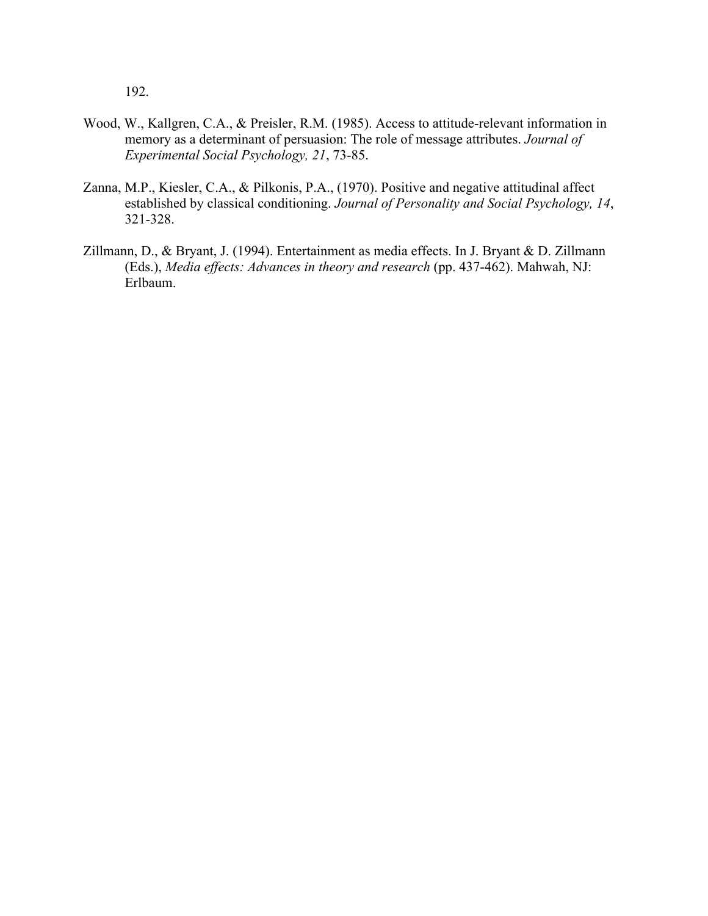192.

Wood, W., Kallgren, C.A., & Preisler, R.M. (1985). Access to attitude-relevant information in memory as a determinant of persuasion: The role of message attributes. *Journal of Experimental Social Psychology, 21*, 73-85.

Zanna, M.P., Kiesler, C.A., & Pilkonis, P.A., (1970). Positive and negative attitudinal affect established by classical conditioning. *Journal of Personality and Social Psychology, 14*, 321-328.

Zillmann, D., & Bryant, J. (1994). Entertainment as media effects. In J. Bryant & D. Zillmann (Eds.), *Media effects: Advances in theory and research* (pp. 437-462). Mahwah, NJ: Erlbaum.